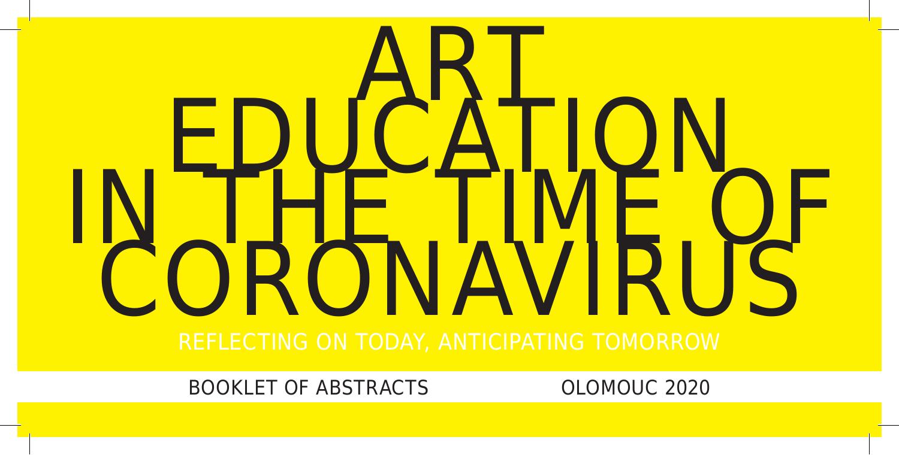# ART EDUCATION IN THE TIME OF CORONAVIRUS

## REFLECTING ON TODAY, ANTICIPATING TOMORROW

BOOKLET OF ABSTRACTS

OLOMOUC 2020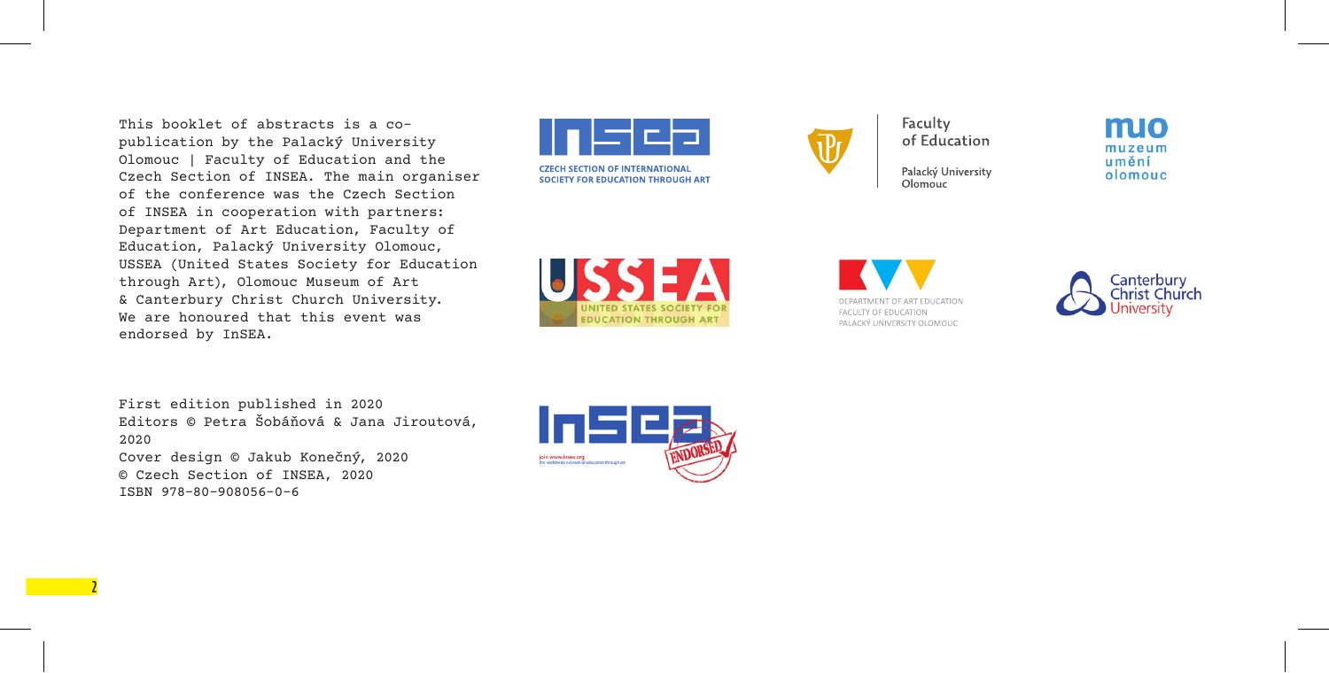This booklet of abstracts is a co-publication by the Palacký University Olomouc | Faculty of Education and the Czech Section of INSEA. The main organiser of the conference was the Czech Section of INSEA in cooperation with partners: Department of Art Education, Faculty of Education, Palacký University Olomouc, USSEA (United States Society for Education through Art), Olomouc Museum of Art & Canterbury Christ Church University. We are honoured that this event was endorsed by InSEA.

First edition published in 2020
Editors © Petra Šobáňová & Jana Jiroutová, 2020
Cover design © Jakub Konečný, 2020
© Czech Section of INSEA, 2020
ISBN 978-80-908056-0-6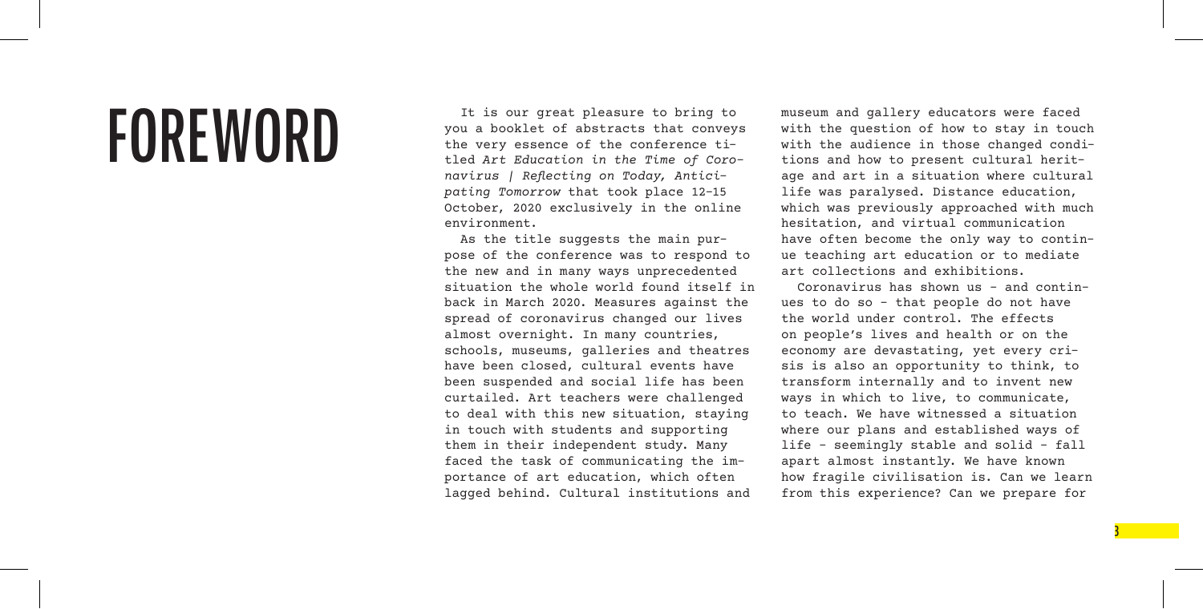# FOREWORD

It is our great pleasure to bring to you a booklet of abstracts that conveys the very essence of the conference titled *Art Education in the Time of Coronavirus | Reflecting on Today, Anticipating Tomorrow* that took place 12–15 October, 2020 exclusively in the online environment.

As the title suggests the main purpose of the conference was to respond to the new and in many ways unprecedented situation the whole world found itself in back in March 2020. Measures against the spread of coronavirus changed our lives almost overnight. In many countries, schools, museums, galleries and theatres have been closed, cultural events have been suspended and social life has been curtailed. Art teachers were challenged to deal with this new situation, staying in touch with students and supporting them in their independent study. Many faced the task of communicating the importance of art education, which often lagged behind. Cultural institutions and museum and gallery educators were faced with the question of how to stay in touch with the audience in those changed conditions and how to present cultural heritage and art in a situation where cultural life was paralysed. Distance education, which was previously approached with much hesitation, and virtual communication have often become the only way to continue teaching art education or to mediate art collections and exhibitions.

Coronavirus has shown us - and continues to do so - that people do not have the world under control. The effects on people's lives and health or on the economy are devastating, yet every crisis is also an opportunity to think, to transform internally and to invent new ways in which to live, to communicate, to teach. We have witnessed a situation where our plans and established ways of life - seemingly stable and solid - fall apart almost instantly. We have known how fragile civilisation is. Can we learn from this experience? Can we prepare for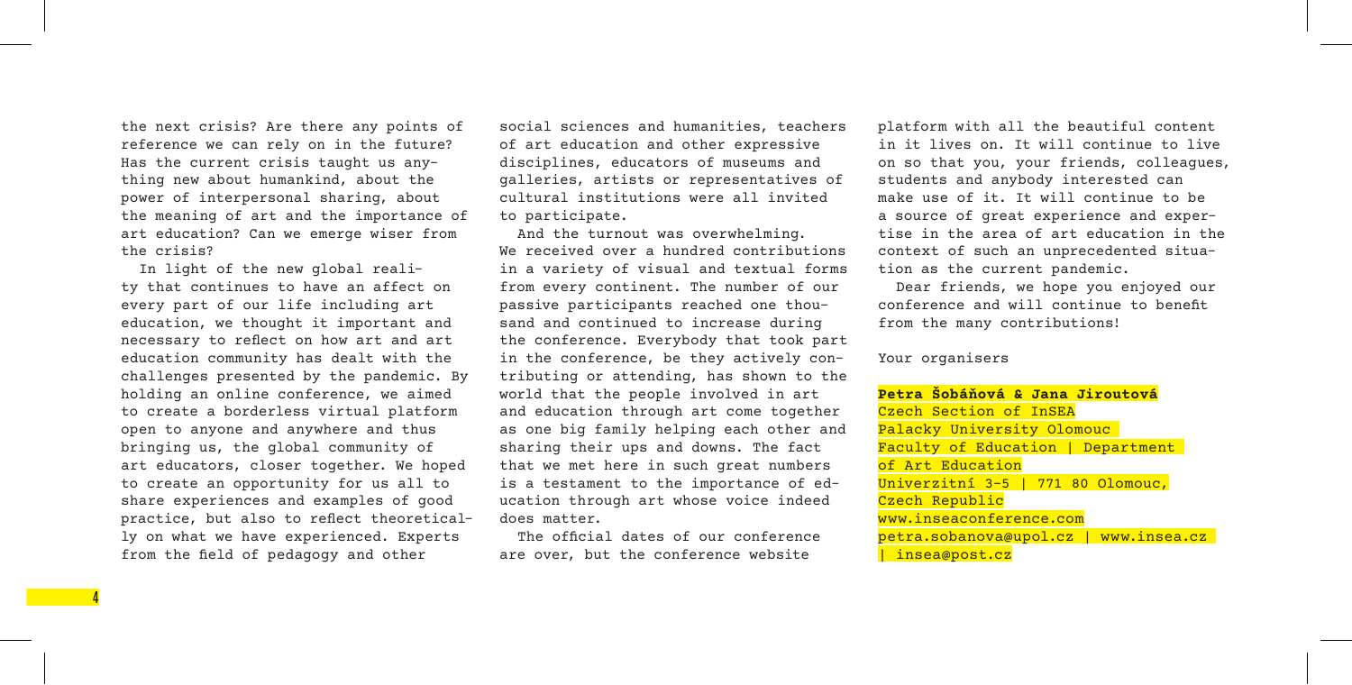the next crisis? Are there any points of reference we can rely on in the future? Has the current crisis taught us anything new about humankind, about the power of interpersonal sharing, about the meaning of art and the importance of art education? Can we emerge wiser from the crisis?

In light of the new global reality that continues to have an affect on every part of our life including art education, we thought it important and necessary to reflect on how art and art education community has dealt with the challenges presented by the pandemic. By holding an online conference, we aimed to create a borderless virtual platform open to anyone and anywhere and thus bringing us, the global community of art educators, closer together. We hoped to create an opportunity for us all to share experiences and examples of good practice, but also to reflect theoretically on what we have experienced. Experts from the field of pedagogy and other social sciences and humanities, teachers of art education and other expressive disciplines, educators of museums and galleries, artists or representatives of cultural institutions were all invited to participate.

And the turnout was overwhelming. We received over a hundred contributions in a variety of visual and textual forms from every continent. The number of our passive participants reached one thousand and continued to increase during the conference. Everybody that took part in the conference, be they actively contributing or attending, has shown to the world that the people involved in art and education through art come together as one big family helping each other and sharing their ups and downs. The fact that we met here in such great numbers is a testament to the importance of education through art whose voice indeed does matter.

The official dates of our conference are over, but the conference website platform with all the beautiful content in it lives on. It will continue to live on so that you, your friends, colleagues, students and anybody interested can make use of it. It will continue to be a source of great experience and expertise in the area of art education in the context of such an unprecedented situation as the current pandemic.

Dear friends, we hope you enjoyed our conference and will continue to benefit from the many contributions!

Your organisers

**Petra Šobáňová & Jana Jiroutová**
Czech Section of InSEA
Palacky University Olomouc
Faculty of Education | Department of Art Education
Univerzitní 3-5 | 771 80 Olomouc, Czech Republic
www.inseaconference.com
petra.sobanova@upol.cz | www.insea.cz | insea@post.cz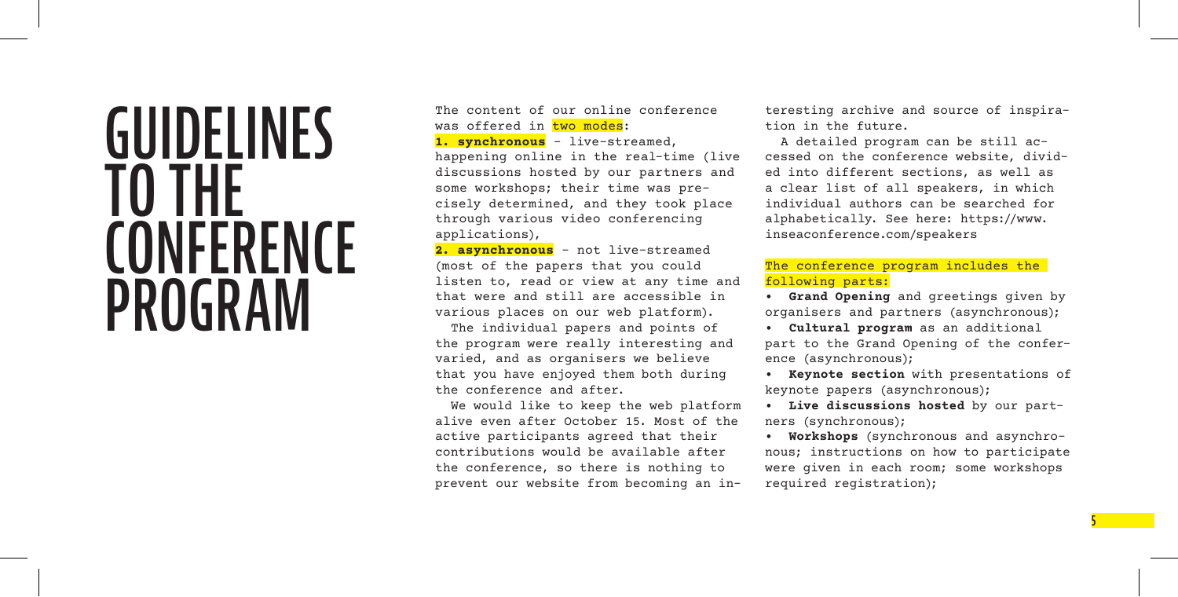# GUIDELINES TO THE CONFERENCE PROGRAM

The content of our online conference was offered in two modes:

**1. synchronous** - live-streamed, happening online in the real-time (live discussions hosted by our partners and some workshops; their time was precisely determined, and they took place through various video conferencing applications),

**2. asynchronous** - not live-streamed (most of the papers that you could listen to, read or view at any time and that were and still are accessible in various places on our web platform).

The individual papers and points of the program were really interesting and varied, and as organisers we believe that you have enjoyed them both during the conference and after.

We would like to keep the web platform alive even after October 15. Most of the active participants agreed that their contributions would be available after the conference, so there is nothing to prevent our website from becoming an interesting archive and source of inspiration in the future.

A detailed program can be still accessed on the conference website, divided into different sections, as well as a clear list of all speakers, in which individual authors can be searched for alphabetically. See here: https://www.inseaconference.com/speakers

The conference program includes the following parts:

- **Grand Opening** and greetings given by organisers and partners (asynchronous);
- **Cultural program** as an additional part to the Grand Opening of the conference (asynchronous);
- **Keynote section** with presentations of keynote papers (asynchronous);
- **Live discussions hosted** by our partners (synchronous);
- **Workshops** (synchronous and asynchronous; instructions on how to participate were given in each room; some workshops required registration);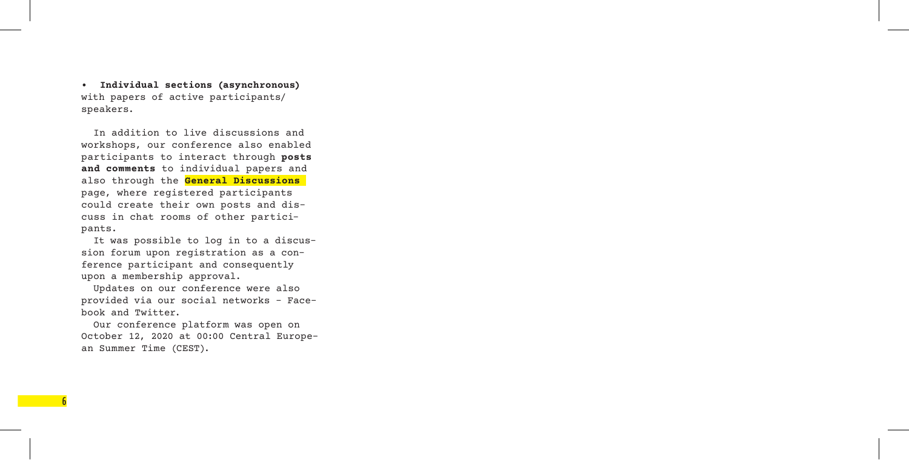- **Individual sections (asynchronous)** with papers of active participants/ speakers.

In addition to live discussions and workshops, our conference also enabled participants to interact through **posts and comments** to individual papers and also through the **General Discussions** page, where registered participants could create their own posts and discuss in chat rooms of other participants.

It was possible to log in to a discussion forum upon registration as a conference participant and consequently upon a membership approval.

Updates on our conference were also provided via our social networks - Facebook and Twitter.

Our conference platform was open on October 12, 2020 at 00:00 Central European Summer Time (CEST).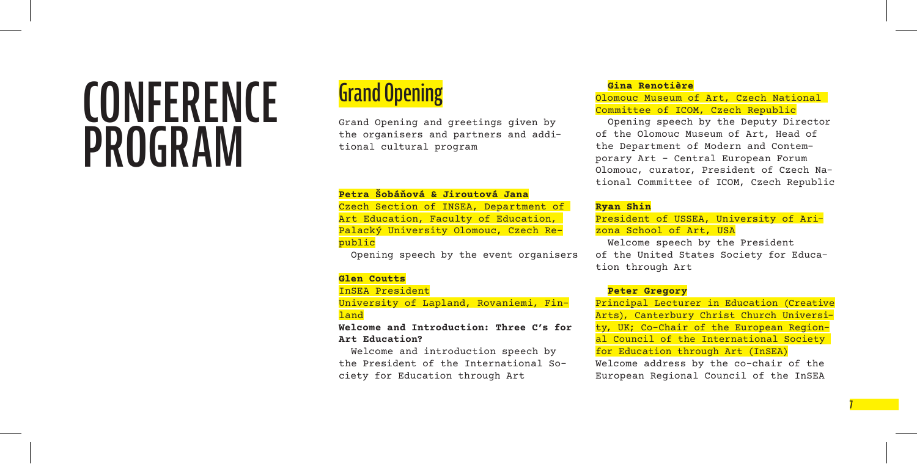# CONFERENCE PROGRAM

## Grand Opening

Grand Opening and greetings given by the organisers and partners and additional cultural program

**Petra Šobáňová & Jiroutová Jana**

Czech Section of INSEA, Department of Art Education, Faculty of Education, Palacký University Olomouc, Czech Republic

Opening speech by the event organisers

**Glen Coutts**

InSEA President

University of Lapland, Rovaniemi, Finland

**Welcome and Introduction: Three C's for Art Education?**

Welcome and introduction speech by the President of the International Society for Education through Art

**Gina Renotière**

Olomouc Museum of Art, Czech National Committee of ICOM, Czech Republic

Opening speech by the Deputy Director of the Olomouc Museum of Art, Head of the Department of Modern and Contemporary Art - Central European Forum Olomouc, curator, President of Czech National Committee of ICOM, Czech Republic

**Ryan Shin**

President of USSEA, University of Arizona School of Art, USA

Welcome speech by the President of the United States Society for Education through Art

**Peter Gregory**

Principal Lecturer in Education (Creative Arts), Canterbury Christ Church University, UK; Co-Chair of the European Regional Council of the International Society for Education through Art (InSEA)

Welcome address by the co-chair of the European Regional Council of the InSEA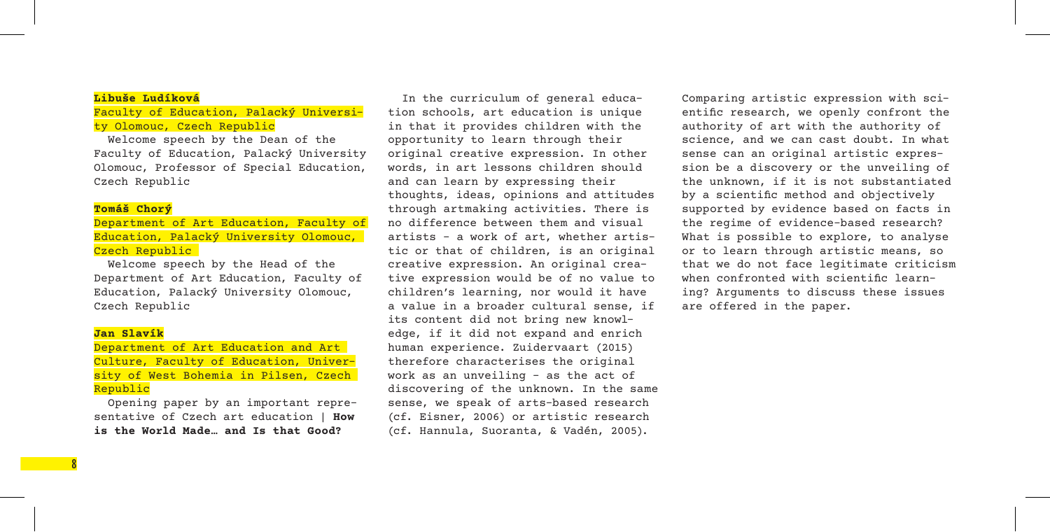**Libuše Ludíková**

Faculty of Education, Palacký University Olomouc, Czech Republic

Welcome speech by the Dean of the Faculty of Education, Palacký University Olomouc, Professor of Special Education, Czech Republic

**Tomáš Chorý**

Department of Art Education, Faculty of Education, Palacký University Olomouc, Czech Republic

Welcome speech by the Head of the Department of Art Education, Faculty of Education, Palacký University Olomouc, Czech Republic

**Jan Slavík**

Department of Art Education and Art Culture, Faculty of Education, University of West Bohemia in Pilsen, Czech Republic

Opening paper by an important representative of Czech art education | **How is the World Made… and Is that Good?**

In the curriculum of general education schools, art education is unique in that it provides children with the opportunity to learn through their original creative expression. In other words, in art lessons children should and can learn by expressing their thoughts, ideas, opinions and attitudes through artmaking activities. There is no difference between them and visual artists – a work of art, whether artistic or that of children, is an original creative expression. An original creative expression would be of no value to children's learning, nor would it have a value in a broader cultural sense, if its content did not bring new knowledge, if it did not expand and enrich human experience. Zuidervaart (2015) therefore characterises the original work as an unveiling – as the act of discovering of the unknown. In the same sense, we speak of arts-based research (cf. Eisner, 2006) or artistic research (cf. Hannula, Suoranta, & Vadén, 2005).

Comparing artistic expression with scientific research, we openly confront the authority of art with the authority of science, and we can cast doubt. In what sense can an original artistic expression be a discovery or the unveiling of the unknown, if it is not substantiated by a scientific method and objectively supported by evidence based on facts in the regime of evidence-based research? What is possible to explore, to analyse or to learn through artistic means, so that we do not face legitimate criticism when confronted with scientific learning? Arguments to discuss these issues are offered in the paper.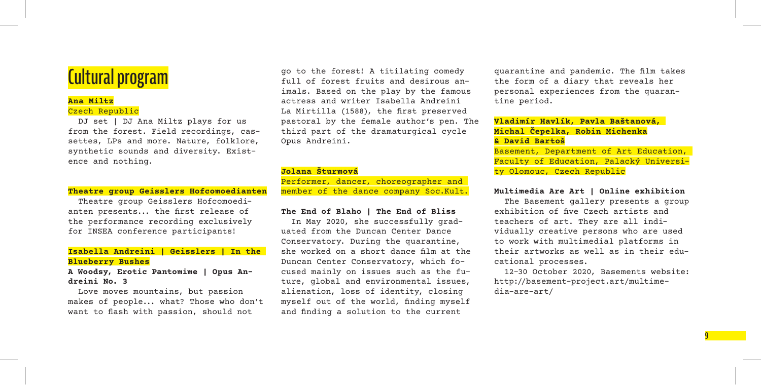# Cultural program

**Ana Miltz**
Czech Republic

DJ set | DJ Ana Miltz plays for us from the forest. Field recordings, cassettes, LPs and more. Nature, folklore, synthetic sounds and diversity. Existence and nothing.

**Theatre group Geisslers Hofcomoedianten**

Theatre group Geisslers Hofcomoedianten presents... the first release of the performance recording exclusively for INSEA conference participants!

**Isabella Andreini | Geisslers | In the Blueberry Bushes**

**A Woodsy, Erotic Pantomime | Opus Andreini No. 3**

Love moves mountains, but passion makes of people... what? Those who don't want to flash with passion, should not go to the forest! A titilating comedy full of forest fruits and desirous animals. Based on the play by the famous actress and writer Isabella Andreini La Mirtilla (1588), the first preserved pastoral by the female author's pen. The third part of the dramaturgical cycle Opus Andreini.

**Jolana Šturmová**
Performer, dancer, choreographer and member of the dance company Soc.Kult.

**The End of Blaho | The End of Bliss**

In May 2020, she successfully graduated from the Duncan Center Dance Conservatory. During the quarantine, she worked on a short dance film at the Duncan Center Conservatory, which focused mainly on issues such as the future, global and environmental issues, alienation, loss of identity, closing myself out of the world, finding myself and finding a solution to the current quarantine and pandemic. The film takes the form of a diary that reveals her personal experiences from the quarantine period.

**Vladimír Havlík, Pavla Baštanová, Michal Čepelka, Robin Michenka & David Bartoš**
Basement, Department of Art Education, Faculty of Education, Palacký University Olomouc, Czech Republic

**Multimedia Are Art | Online exhibition**

The Basement gallery presents a group exhibition of five Czech artists and teachers of art. They are all individually creative persons who are used to work with multimedial platforms in their artworks as well as in their educational processes.

12–30 October 2020, Basements website: http://basement-project.art/multimedia-are-art/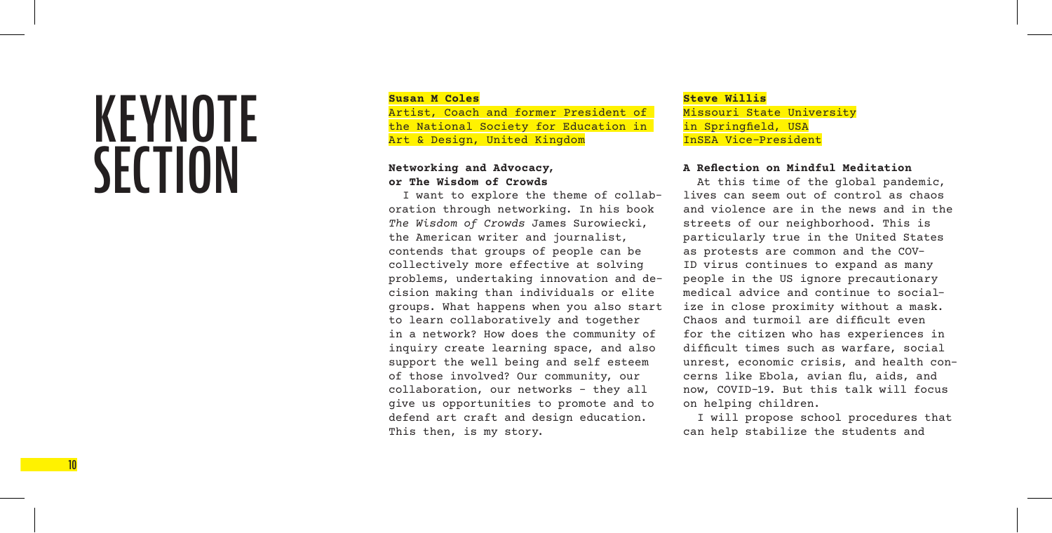# KEYNOTE SECTION

**Susan M Coles**
Artist, Coach and former President of the National Society for Education in Art & Design, United Kingdom

### Networking and Advocacy, or The Wisdom of Crowds

I want to explore the theme of collaboration through networking. In his book *The Wisdom of Crowds* James Surowiecki, the American writer and journalist, contends that groups of people can be collectively more effective at solving problems, undertaking innovation and decision making than individuals or elite groups. What happens when you also start to learn collaboratively and together in a network? How does the community of inquiry create learning space, and also support the well being and self esteem of those involved? Our community, our collaboration, our networks - they all give us opportunities to promote and to defend art craft and design education. This then, is my story.

**Steve Willis**
Missouri State University in Springfield, USA
InSEA Vice-President

### A Reflection on Mindful Meditation

At this time of the global pandemic, lives can seem out of control as chaos and violence are in the news and in the streets of our neighborhood. This is particularly true in the United States as protests are common and the COVID virus continues to expand as many people in the US ignore precautionary medical advice and continue to socialize in close proximity without a mask. Chaos and turmoil are difficult even for the citizen who has experiences in difficult times such as warfare, social unrest, economic crisis, and health concerns like Ebola, avian flu, aids, and now, COVID-19. But this talk will focus on helping children.

I will propose school procedures that can help stabilize the students and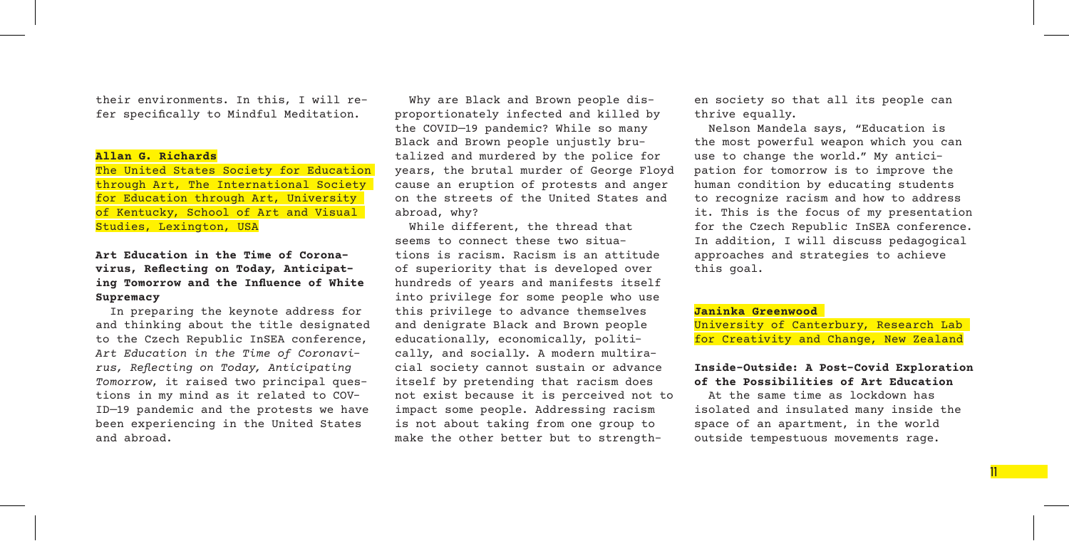their environments. In this, I will refer specifically to Mindful Meditation.

**Allan G. Richards**

The United States Society for Education through Art, The International Society for Education through Art, University of Kentucky, School of Art and Visual Studies, Lexington, USA

**Art Education in the Time of Coronavirus, Reflecting on Today, Anticipating Tomorrow and the Influence of White Supremacy**

In preparing the keynote address for and thinking about the title designated to the Czech Republic InSEA conference, *Art Education in the Time of Coronavirus, Reflecting on Today, Anticipating Tomorrow*, it raised two principal questions in my mind as it related to COVID—19 pandemic and the protests we have been experiencing in the United States and abroad.

Why are Black and Brown people disproportionately infected and killed by the COVID—19 pandemic? While so many Black and Brown people unjustly brutalized and murdered by the police for years, the brutal murder of George Floyd cause an eruption of protests and anger on the streets of the United States and abroad, why?

While different, the thread that seems to connect these two situations is racism. Racism is an attitude of superiority that is developed over hundreds of years and manifests itself into privilege for some people who use this privilege to advance themselves and denigrate Black and Brown people educationally, economically, politically, and socially. A modern multiracial society cannot sustain or advance itself by pretending that racism does not exist because it is perceived not to impact some people. Addressing racism is not about taking from one group to make the other better but to strengthen society so that all its people can thrive equally.

Nelson Mandela says, "Education is the most powerful weapon which you can use to change the world." My anticipation for tomorrow is to improve the human condition by educating students to recognize racism and how to address it. This is the focus of my presentation for the Czech Republic InSEA conference. In addition, I will discuss pedagogical approaches and strategies to achieve this goal.

**Janinka Greenwood**

University of Canterbury, Research Lab for Creativity and Change, New Zealand

**Inside-Outside: A Post-Covid Exploration of the Possibilities of Art Education**

At the same time as lockdown has isolated and insulated many inside the space of an apartment, in the world outside tempestuous movements rage.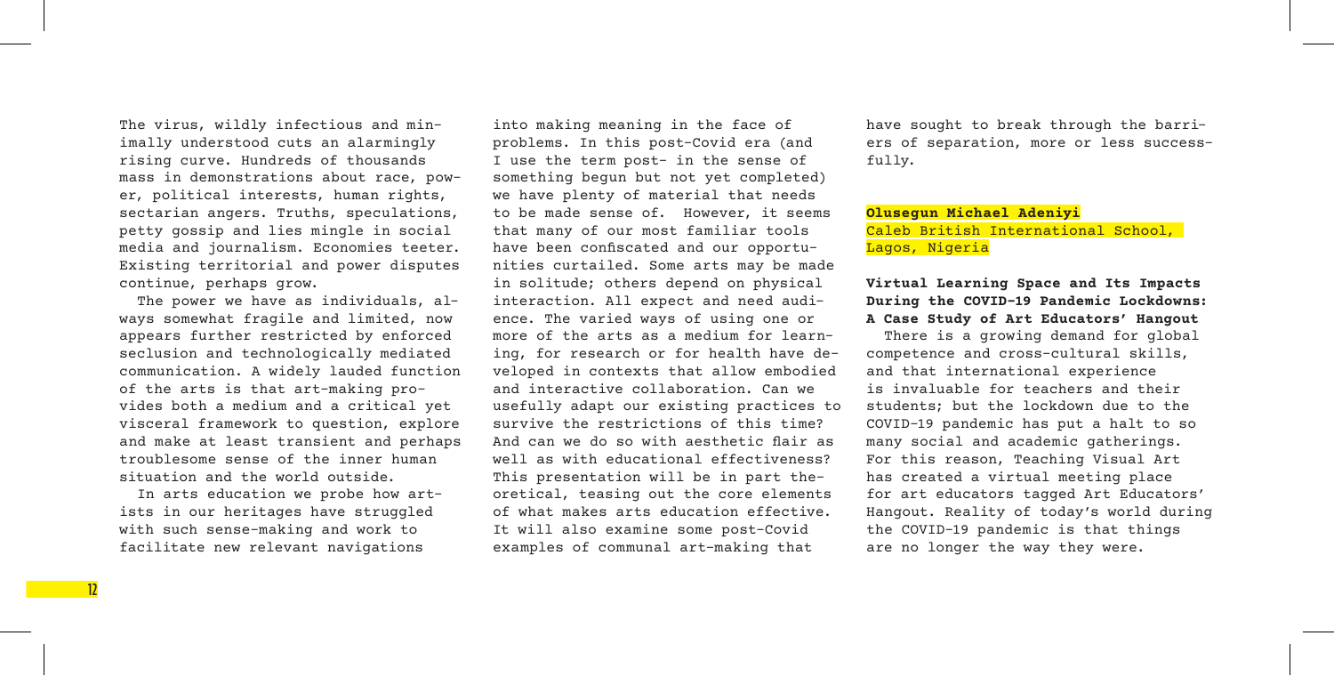The virus, wildly infectious and minimally understood cuts an alarmingly rising curve. Hundreds of thousands mass in demonstrations about race, power, political interests, human rights, sectarian angers. Truths, speculations, petty gossip and lies mingle in social media and journalism. Economies teeter. Existing territorial and power disputes continue, perhaps grow.

The power we have as individuals, always somewhat fragile and limited, now appears further restricted by enforced seclusion and technologically mediated communication. A widely lauded function of the arts is that art-making provides both a medium and a critical yet visceral framework to question, explore and make at least transient and perhaps troublesome sense of the inner human situation and the world outside.

In arts education we probe how artists in our heritages have struggled with such sense-making and work to facilitate new relevant navigations into making meaning in the face of problems. In this post-Covid era (and I use the term post- in the sense of something begun but not yet completed) we have plenty of material that needs to be made sense of. However, it seems that many of our most familiar tools have been confiscated and our opportunities curtailed. Some arts may be made in solitude; others depend on physical interaction. All expect and need audience. The varied ways of using one or more of the arts as a medium for learning, for research or for health have developed in contexts that allow embodied and interactive collaboration. Can we usefully adapt our existing practices to survive the restrictions of this time? And can we do so with aesthetic flair as well as with educational effectiveness? This presentation will be in part theoretical, teasing out the core elements of what makes arts education effective. It will also examine some post-Covid examples of communal art-making that have sought to break through the barriers of separation, more or less successfully.

**Olusegun Michael Adeniyi**
Caleb British International School, Lagos, Nigeria

**Virtual Learning Space and Its Impacts During the COVID-19 Pandemic Lockdowns: A Case Study of Art Educators' Hangout**

There is a growing demand for global competence and cross-cultural skills, and that international experience is invaluable for teachers and their students; but the lockdown due to the COVID-19 pandemic has put a halt to so many social and academic gatherings. For this reason, Teaching Visual Art has created a virtual meeting place for art educators tagged Art Educators' Hangout. Reality of today's world during the COVID-19 pandemic is that things are no longer the way they were.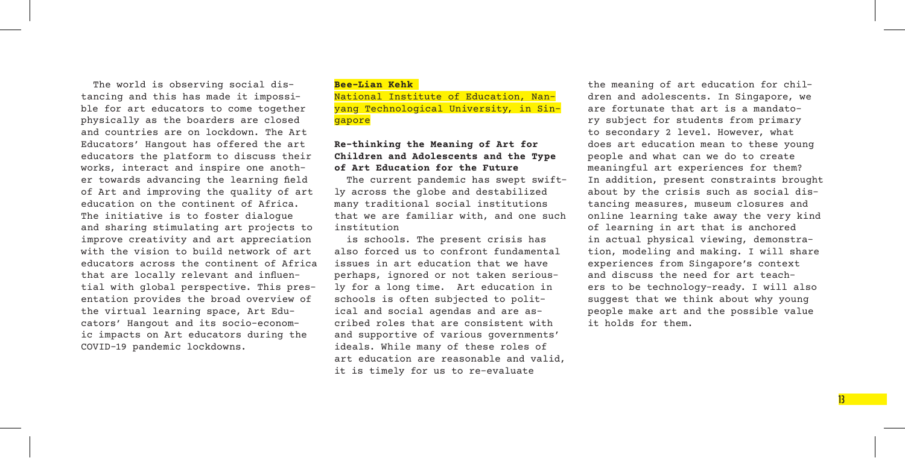The world is observing social distancing and this has made it impossible for art educators to come together physically as the boarders are closed and countries are on lockdown. The Art Educators' Hangout has offered the art educators the platform to discuss their works, interact and inspire one another towards advancing the learning field of Art and improving the quality of art education on the continent of Africa. The initiative is to foster dialogue and sharing stimulating art projects to improve creativity and art appreciation with the vision to build network of art educators across the continent of Africa that are locally relevant and influential with global perspective. This presentation provides the broad overview of the virtual learning space, Art Educators' Hangout and its socio-economic impacts on Art educators during the COVID-19 pandemic lockdowns.

**Bee-Lian Kehk**

National Institute of Education, Nanyang Technological University, in Singapore

**Re-thinking the Meaning of Art for Children and Adolescents and the Type of Art Education for the Future**

The current pandemic has swept swiftly across the globe and destabilized many traditional social institutions that we are familiar with, and one such institution is schools. The present crisis has also forced us to confront fundamental issues in art education that we have perhaps, ignored or not taken seriously for a long time. Art education in schools is often subjected to political and social agendas and are ascribed roles that are consistent with and supportive of various governments' ideals. While many of these roles of art education are reasonable and valid, it is timely for us to re-evaluate the meaning of art education for children and adolescents. In Singapore, we are fortunate that art is a mandatory subject for students from primary to secondary 2 level. However, what does art education mean to these young people and what can we do to create meaningful art experiences for them? In addition, present constraints brought about by the crisis such as social distancing measures, museum closures and online learning take away the very kind of learning in art that is anchored in actual physical viewing, demonstration, modeling and making. I will share experiences from Singapore's context and discuss the need for art teachers to be technology-ready. I will also suggest that we think about why young people make art and the possible value it holds for them.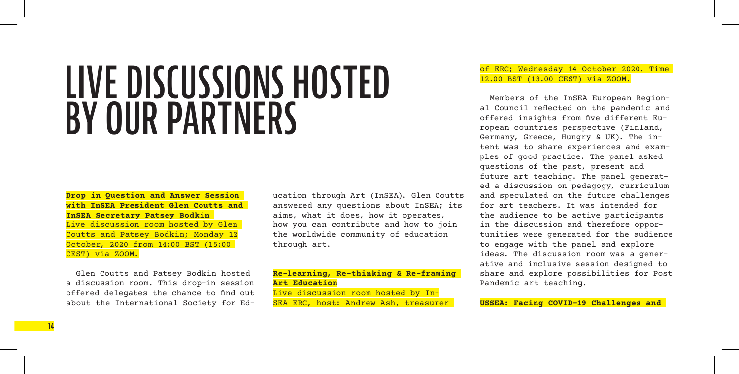# LIVE DISCUSSIONS HOSTED BY OUR PARTNERS

**Drop in Question and Answer Session with InSEA President Glen Coutts and InSEA Secretary Patsey Bodkin**
Live discussion room hosted by Glen Coutts and Patsey Bodkin; Monday 12 October, 2020 from 14:00 BST (15:00 CEST) via ZOOM.

Glen Coutts and Patsey Bodkin hosted a discussion room. This drop-in session offered delegates the chance to find out about the International Society for Education through Art (InSEA). Glen Coutts answered any questions about InSEA; its aims, what it does, how it operates, how you can contribute and how to join the worldwide community of education through art.

**Re-learning, Re-thinking & Re-framing Art Education**
Live discussion room hosted by InSEA ERC, host: Andrew Ash, treasurer of ERC; Wednesday 14 October 2020. Time 12.00 BST (13.00 CEST) via ZOOM.

Members of the InSEA European Regional Council reflected on the pandemic and offered insights from five different European countries perspective (Finland, Germany, Greece, Hungry & UK). The intent was to share experiences and examples of good practice. The panel asked questions of the past, present and future art teaching. The panel generated a discussion on pedagogy, curriculum and speculated on the future challenges for art teachers. It was intended for the audience to be active participants in the discussion and therefore opportunities were generated for the audience to engage with the panel and explore ideas. The discussion room was a generative and inclusive session designed to share and explore possibilities for Post Pandemic art teaching.

**USSEA: Facing COVID-19 Challenges and**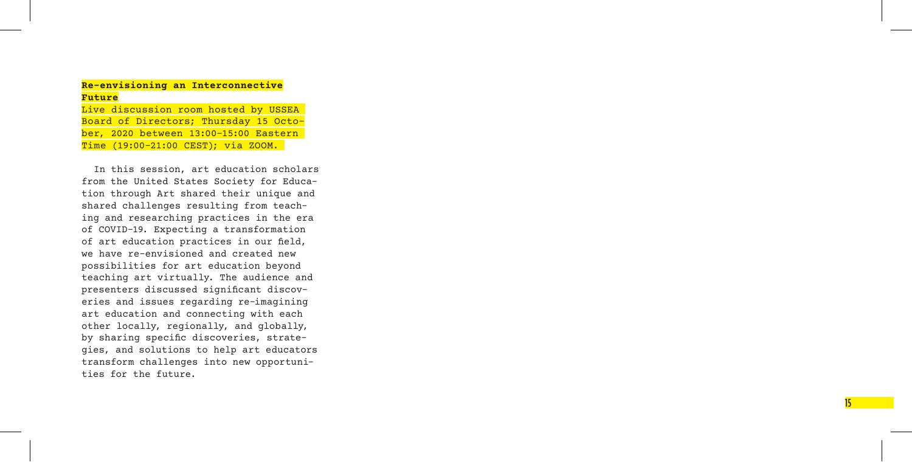**Re-envisioning an Interconnective Future**

Live discussion room hosted by USSEA Board of Directors; Thursday 15 October, 2020 between 13:00-15:00 Eastern Time (19:00-21:00 CEST); via ZOOM.

In this session, art education scholars from the United States Society for Education through Art shared their unique and shared challenges resulting from teaching and researching practices in the era of COVID-19. Expecting a transformation of art education practices in our field, we have re-envisioned and created new possibilities for art education beyond teaching art virtually. The audience and presenters discussed significant discoveries and issues regarding re-imagining art education and connecting with each other locally, regionally, and globally, by sharing specific discoveries, strategies, and solutions to help art educators transform challenges into new opportunities for the future.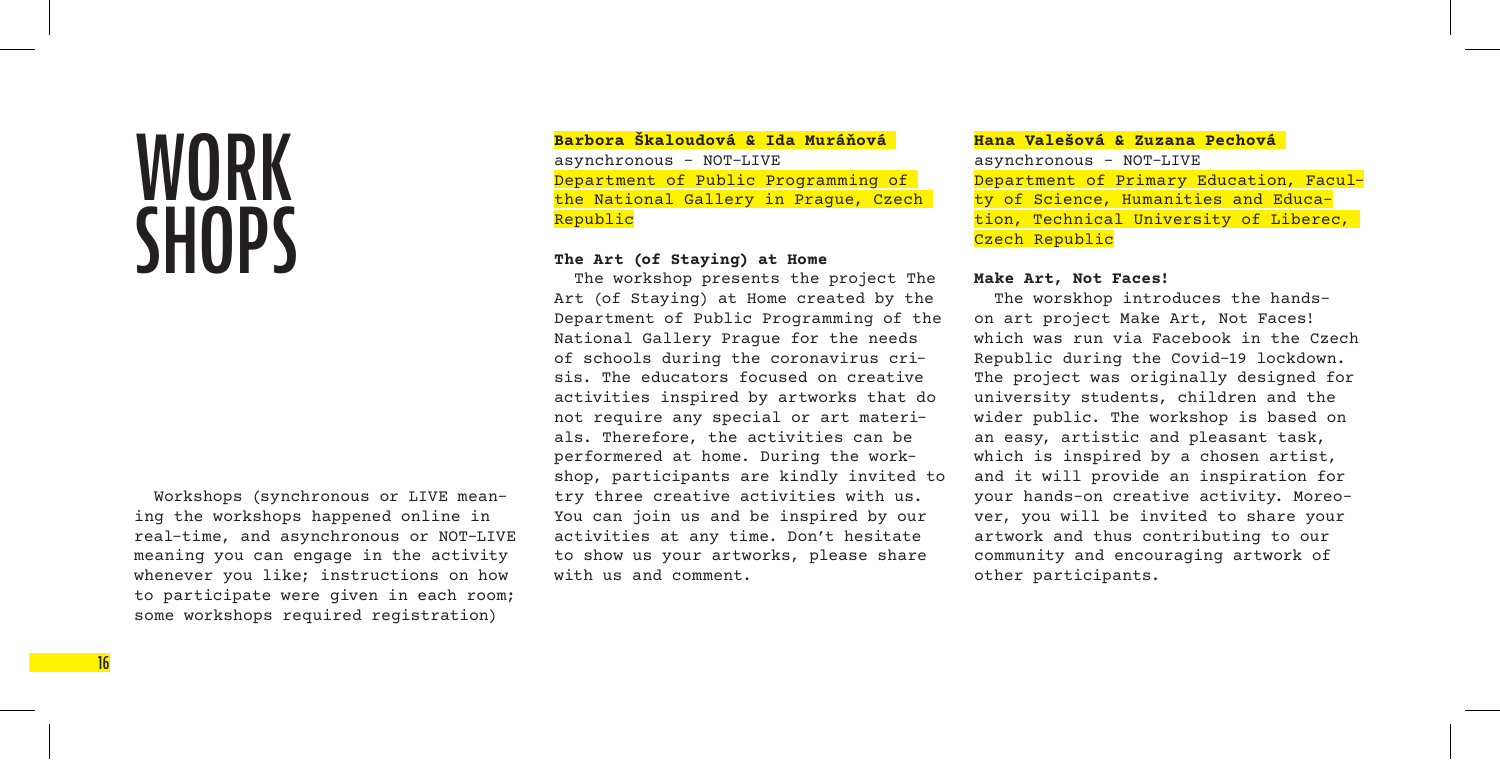# WORKSHOPS

Workshops (synchronous or LIVE meaning the workshops happened online in real-time, and asynchronous or NOT-LIVE meaning you can engage in the activity whenever you like; instructions on how to participate were given in each room; some workshops required registration)

**Barbora Škaloudová & Ida Muráňová**
asynchronous - NOT-LIVE
Department of Public Programming of the National Gallery in Prague, Czech Republic

### The Art (of Staying) at Home

The workshop presents the project The Art (of Staying) at Home created by the Department of Public Programming of the National Gallery Prague for the needs of schools during the coronavirus crisis. The educators focused on creative activities inspired by artworks that do not require any special or art materials. Therefore, the activities can be performered at home. During the workshop, participants are kindly invited to try three creative activities with us. You can join us and be inspired by our activities at any time. Don't hesitate to show us your artworks, please share with us and comment.

**Hana Valešová & Zuzana Pechová**
asynchronous - NOT-LIVE
Department of Primary Education, Faculty of Science, Humanities and Education, Technical University of Liberec, Czech Republic

### Make Art, Not Faces!

The worskhop introduces the hands-on art project Make Art, Not Faces! which was run via Facebook in the Czech Republic during the Covid-19 lockdown. The project was originally designed for university students, children and the wider public. The workshop is based on an easy, artistic and pleasant task, which is inspired by a chosen artist, and it will provide an inspiration for your hands-on creative activity. Moreover, you will be invited to share your artwork and thus contributing to our community and encouraging artwork of other participants.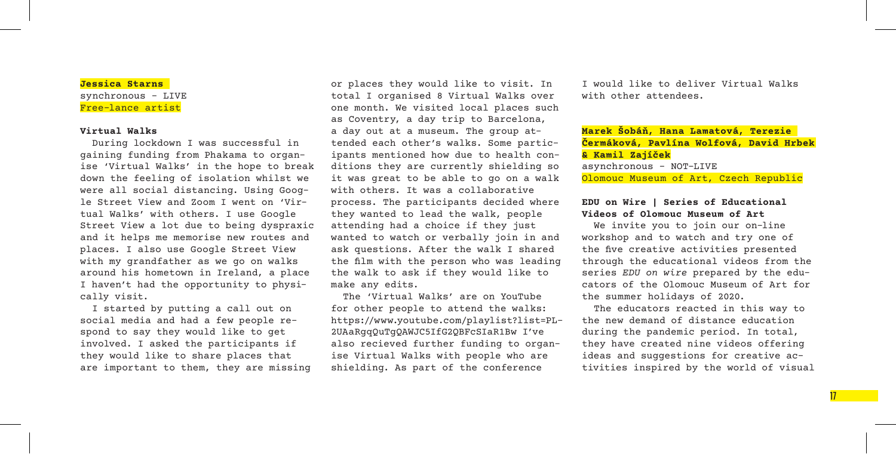**Jessica Starns**

synchronous - LIVE

Free-lance artist

### Virtual Walks

During lockdown I was successful in gaining funding from Phakama to organise 'Virtual Walks' in the hope to break down the feeling of isolation whilst we were all social distancing. Using Google Street View and Zoom I went on 'Virtual Walks' with others. I use Google Street View a lot due to being dyspraxic and it helps me memorise new routes and places. I also use Google Street View with my grandfather as we go on walks around his hometown in Ireland, a place I haven't had the opportunity to physically visit.

I started by putting a call out on social media and had a few people respond to say they would like to get involved. I asked the participants if they would like to share places that are important to them, they are missing or places they would like to visit. In total I organised 8 Virtual Walks over one month. We visited local places such as Coventry, a day trip to Barcelona, a day out at a museum. The group attended each other's walks. Some participants mentioned how due to health conditions they are currently shielding so it was great to be able to go on a walk with others. It was a collaborative process. The participants decided where they wanted to lead the walk, people attending had a choice if they just wanted to watch or verbally join in and ask questions. After the walk I shared the film with the person who was leading the walk to ask if they would like to make any edits.

The 'Virtual Walks' are on YouTube for other people to attend the walks: https://www.youtube.com/playlist?list=PL-2UAaRgqQuTgQAWJC5IfG2QBFcSIaR1Bw I've also recieved further funding to organise Virtual Walks with people who are shielding. As part of the conference I would like to deliver Virtual Walks with other attendees.

**Marek Šobáň, Hana Lamatová, Terezie Čermáková, Pavlína Wolfová, David Hrbek & Kamil Zajíček**

asynchronous - NOT-LIVE

Olomouc Museum of Art, Czech Republic

### EDU on Wire | Series of Educational Videos of Olomouc Museum of Art

We invite you to join our on-line workshop and to watch and try one of the five creative activities presented through the educational videos from the series *EDU on wire* prepared by the educators of the Olomouc Museum of Art for the summer holidays of 2020.

The educators reacted in this way to the new demand of distance education during the pandemic period. In total, they have created nine videos offering ideas and suggestions for creative activities inspired by the world of visual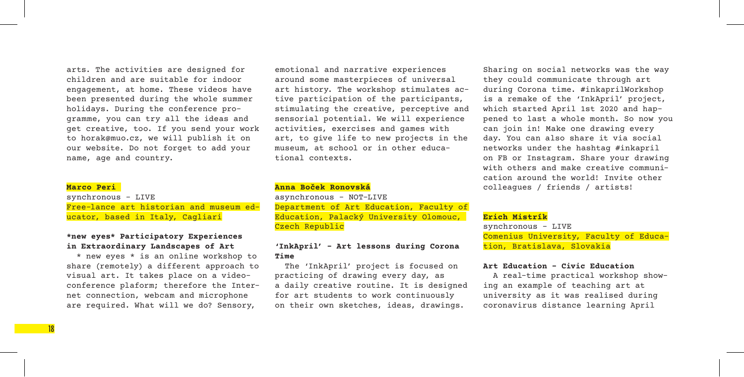arts. The activities are designed for children and are suitable for indoor engagement, at home. These videos have been presented during the whole summer holidays. During the conference programme, you can try all the ideas and get creative, too. If you send your work to horak@muo.cz, we will publish it on our website. Do not forget to add your name, age and country.

**Marco Peri**

synchronous – LIVE

Free-lance art historian and museum educator, based in Italy, Cagliari

### *new eyes* Participatory Experiences in Extraordinary Landscapes of Art

\* new eyes \* is an online workshop to share (remotely) a different approach to visual art. It takes place on a videoconference plaform; therefore the Internet connection, webcam and microphone are required. What will we do? Sensory, emotional and narrative experiences around some masterpieces of universal art history. The workshop stimulates active participation of the participants, stimulating the creative, perceptive and sensorial potential. We will experience activities, exercises and games with art, to give life to new projects in the museum, at school or in other educational contexts.

**Anna Boček Ronovská**

asynchronous – NOT-LIVE

Department of Art Education, Faculty of Education, Palacký University Olomouc, Czech Republic

### 'InkApril' – Art lessons during Corona Time

The 'InkApril' project is focused on practicing of drawing every day, as a daily creative routine. It is designed for art students to work continuously on their own sketches, ideas, drawings. Sharing on social networks was the way they could communicate through art during Corona time. #inkaprilWorkshop is a remake of the 'InkApril' project, which started April 1st 2020 and happened to last a whole month. So now you can join in! Make one drawing every day. You can also share it via social networks under the hashtag #inkapril on FB or Instagram. Share your drawing with others and make creative communication around the world! Invite other colleagues / friends / artists!

**Erich Mistrík**

synchronous – LIVE

Comenius University, Faculty of Education, Bratislava, Slovakia

### Art Education – Civic Education

A real-time practical workshop showing an example of teaching art at university as it was realised during coronavirus distance learning April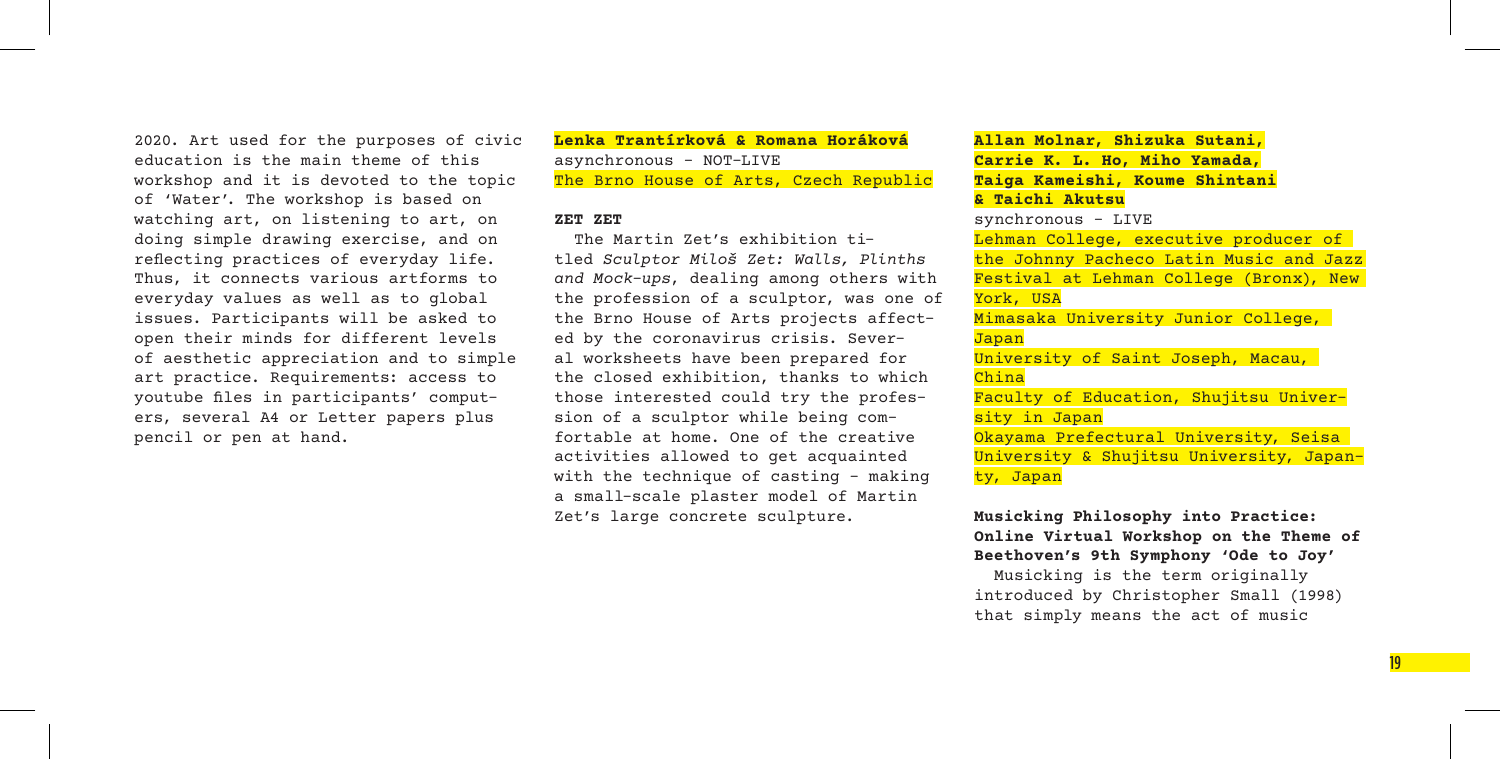2020. Art used for the purposes of civic education is the main theme of this workshop and it is devoted to the topic of 'Water'. The workshop is based on watching art, on listening to art, on doing simple drawing exercise, and on reflecting practices of everyday life. Thus, it connects various artforms to everyday values as well as to global issues. Participants will be asked to open their minds for different levels of aesthetic appreciation and to simple art practice. Requirements: access to youtube files in participants' computers, several A4 or Letter papers plus pencil or pen at hand.

**Lenka Trantírková & Romana Horáková**
asynchronous – NOT-LIVE
The Brno House of Arts, Czech Republic

**ZET ZET**

The Martin Zet's exhibition titled *Sculptor Miloš Zet: Walls, Plinths and Mock-ups*, dealing among others with the profession of a sculptor, was one of the Brno House of Arts projects affected by the coronavirus crisis. Several worksheets have been prepared for the closed exhibition, thanks to which those interested could try the profession of a sculptor while being comfortable at home. One of the creative activities allowed to get acquainted with the technique of casting – making a small-scale plaster model of Martin Zet's large concrete sculpture.

**Allan Molnar, Shizuka Sutani, Carrie K. L. Ho, Miho Yamada, Taiga Kameishi, Koume Shintani & Taichi Akutsu**
synchronous – LIVE
Lehman College, executive producer of the Johnny Pacheco Latin Music and Jazz Festival at Lehman College (Bronx), New York, USA
Mimasaka University Junior College, Japan
University of Saint Joseph, Macau, China
Faculty of Education, Shujitsu University in Japan
Okayama Prefectural University, Seisa University & Shujitsu University, Japanty, Japan

**Musicking Philosophy into Practice: Online Virtual Workshop on the Theme of Beethoven's 9th Symphony 'Ode to Joy'**

Musicking is the term originally introduced by Christopher Small (1998) that simply means the act of music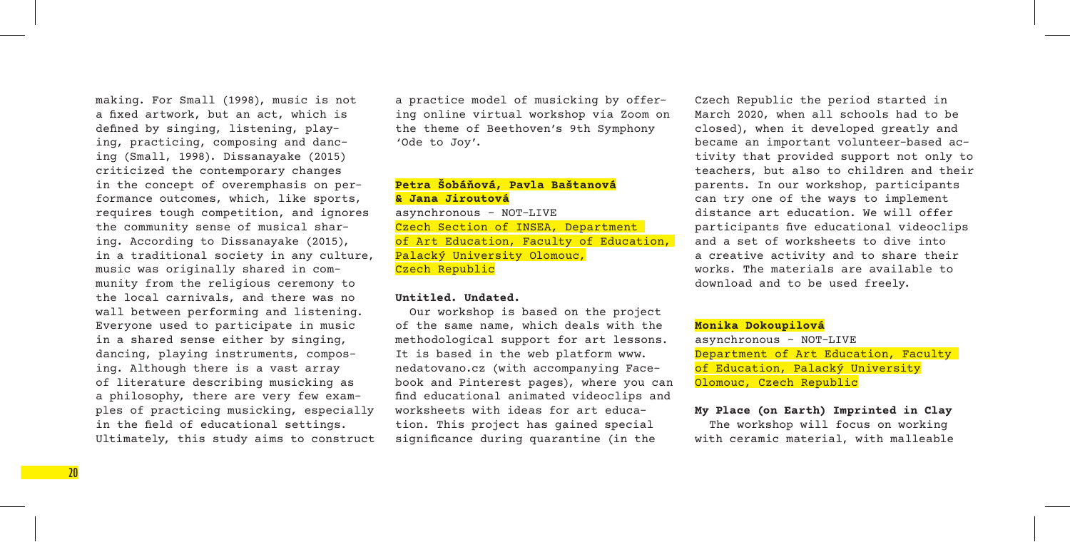making. For Small (1998), music is not a fixed artwork, but an act, which is defined by singing, listening, playing, practicing, composing and dancing (Small, 1998). Dissanayake (2015) criticized the contemporary changes in the concept of overemphasis on performance outcomes, which, like sports, requires tough competition, and ignores the community sense of musical sharing. According to Dissanayake (2015), in a traditional society in any culture, music was originally shared in community from the religious ceremony to the local carnivals, and there was no wall between performing and listening. Everyone used to participate in music in a shared sense either by singing, dancing, playing instruments, composing. Although there is a vast array of literature describing musicking as a philosophy, there are very few examples of practicing musicking, especially in the field of educational settings. Ultimately, this study aims to construct a practice model of musicking by offering online virtual workshop via Zoom on the theme of Beethoven's 9th Symphony 'Ode to Joy'.

**Petra Šobáňová, Pavla Baštanová & Jana Jiroutová**

asynchronous – NOT-LIVE

Czech Section of INSEA, Department of Art Education, Faculty of Education, Palacký University Olomouc, Czech Republic

**Untitled. Undated.**

Our workshop is based on the project of the same name, which deals with the methodological support for art lessons. It is based in the web platform www.nedatovano.cz (with accompanying Facebook and Pinterest pages), where you can find educational animated videoclips and worksheets with ideas for art education. This project has gained special significance during quarantine (in the Czech Republic the period started in March 2020, when all schools had to be closed), when it developed greatly and became an important volunteer-based activity that provided support not only to teachers, but also to children and their parents. In our workshop, participants can try one of the ways to implement distance art education. We will offer participants five educational videoclips and a set of worksheets to dive into a creative activity and to share their works. The materials are available to download and to be used freely.

**Monika Dokoupilová**

asynchronous – NOT-LIVE

Department of Art Education, Faculty of Education, Palacký University Olomouc, Czech Republic

**My Place (on Earth) Imprinted in Clay**

The workshop will focus on working with ceramic material, with malleable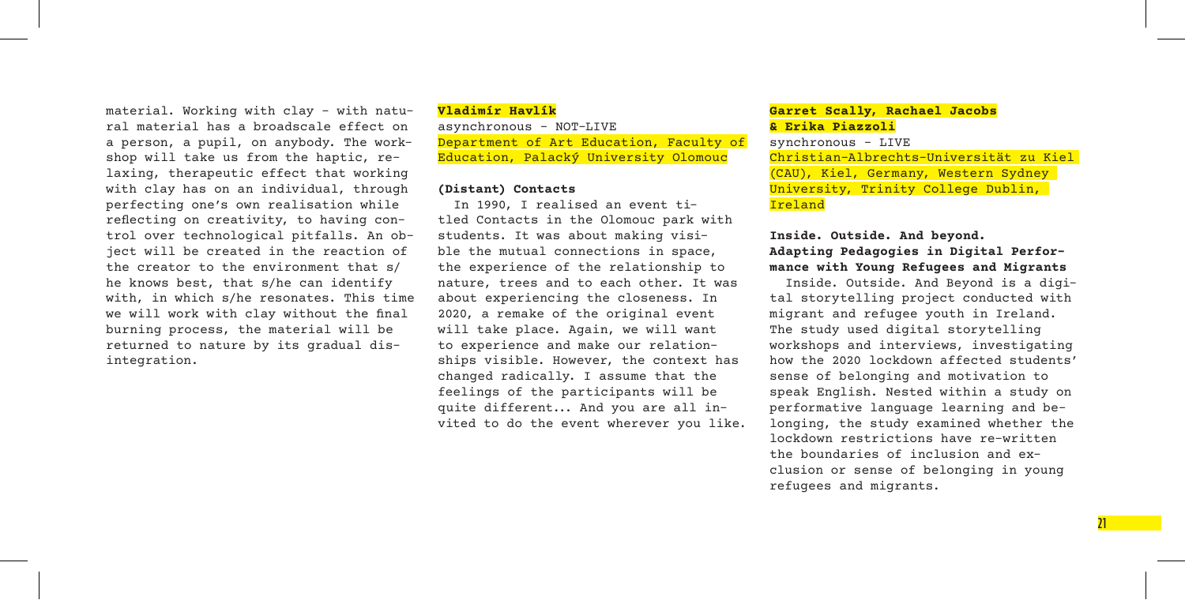material. Working with clay - with natural material has a broadscale effect on a person, a pupil, on anybody. The workshop will take us from the haptic, relaxing, therapeutic effect that working with clay has on an individual, through perfecting one's own realisation while reflecting on creativity, to having control over technological pitfalls. An object will be created in the reaction of the creator to the environment that s/he knows best, that s/he can identify with, in which s/he resonates. This time we will work with clay without the final burning process, the material will be returned to nature by its gradual disintegration.

**Vladimír Havlík**

asynchronous - NOT-LIVE

Department of Art Education, Faculty of Education, Palacký University Olomouc

**(Distant) Contacts**

In 1990, I realised an event titled Contacts in the Olomouc park with students. It was about making visible the mutual connections in space, the experience of the relationship to nature, trees and to each other. It was about experiencing the closeness. In 2020, a remake of the original event will take place. Again, we will want to experience and make our relationships visible. However, the context has changed radically. I assume that the feelings of the participants will be quite different... And you are all invited to do the event wherever you like.

**Garret Scally, Rachael Jacobs & Erika Piazzoli**

synchronous - LIVE

Christian-Albrechts-Universität zu Kiel (CAU), Kiel, Germany, Western Sydney University, Trinity College Dublin, Ireland

**Inside. Outside. And beyond. Adapting Pedagogies in Digital Performance with Young Refugees and Migrants**

Inside. Outside. And Beyond is a digital storytelling project conducted with migrant and refugee youth in Ireland. The study used digital storytelling workshops and interviews, investigating how the 2020 lockdown affected students' sense of belonging and motivation to speak English. Nested within a study on performative language learning and belonging, the study examined whether the lockdown restrictions have re-written the boundaries of inclusion and exclusion or sense of belonging in young refugees and migrants.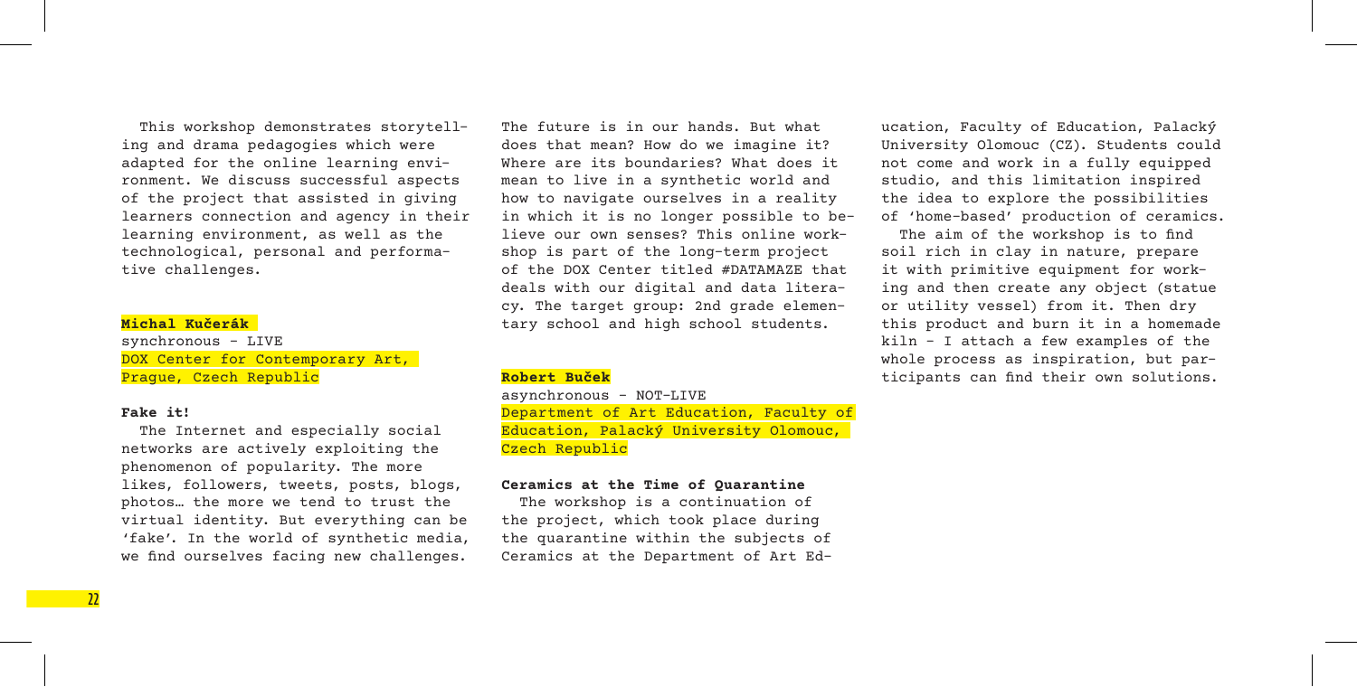This workshop demonstrates storytelling and drama pedagogies which were adapted for the online learning environment. We discuss successful aspects of the project that assisted in giving learners connection and agency in their learning environment, as well as the technological, personal and performative challenges.

**Michal Kučerák**

synchronous – LIVE

DOX Center for Contemporary Art, Prague, Czech Republic

**Fake it!**

The Internet and especially social networks are actively exploiting the phenomenon of popularity. The more likes, followers, tweets, posts, blogs, photos… the more we tend to trust the virtual identity. But everything can be 'fake'. In the world of synthetic media, we find ourselves facing new challenges. The future is in our hands. But what does that mean? How do we imagine it? Where are its boundaries? What does it mean to live in a synthetic world and how to navigate ourselves in a reality in which it is no longer possible to believe our own senses? This online workshop is part of the long-term project of the DOX Center titled #DATAMAZE that deals with our digital and data literacy. The target group: 2nd grade elementary school and high school students.

**Robert Buček**

asynchronous – NOT-LIVE

Department of Art Education, Faculty of Education, Palacký University Olomouc, Czech Republic

**Ceramics at the Time of Quarantine**

The workshop is a continuation of the project, which took place during the quarantine within the subjects of Ceramics at the Department of Art Education, Faculty of Education, Palacký University Olomouc (CZ). Students could not come and work in a fully equipped studio, and this limitation inspired the idea to explore the possibilities of 'home-based' production of ceramics.

The aim of the workshop is to find soil rich in clay in nature, prepare it with primitive equipment for working and then create any object (statue or utility vessel) from it. Then dry this product and burn it in a homemade kiln – I attach a few examples of the whole process as inspiration, but participants can find their own solutions.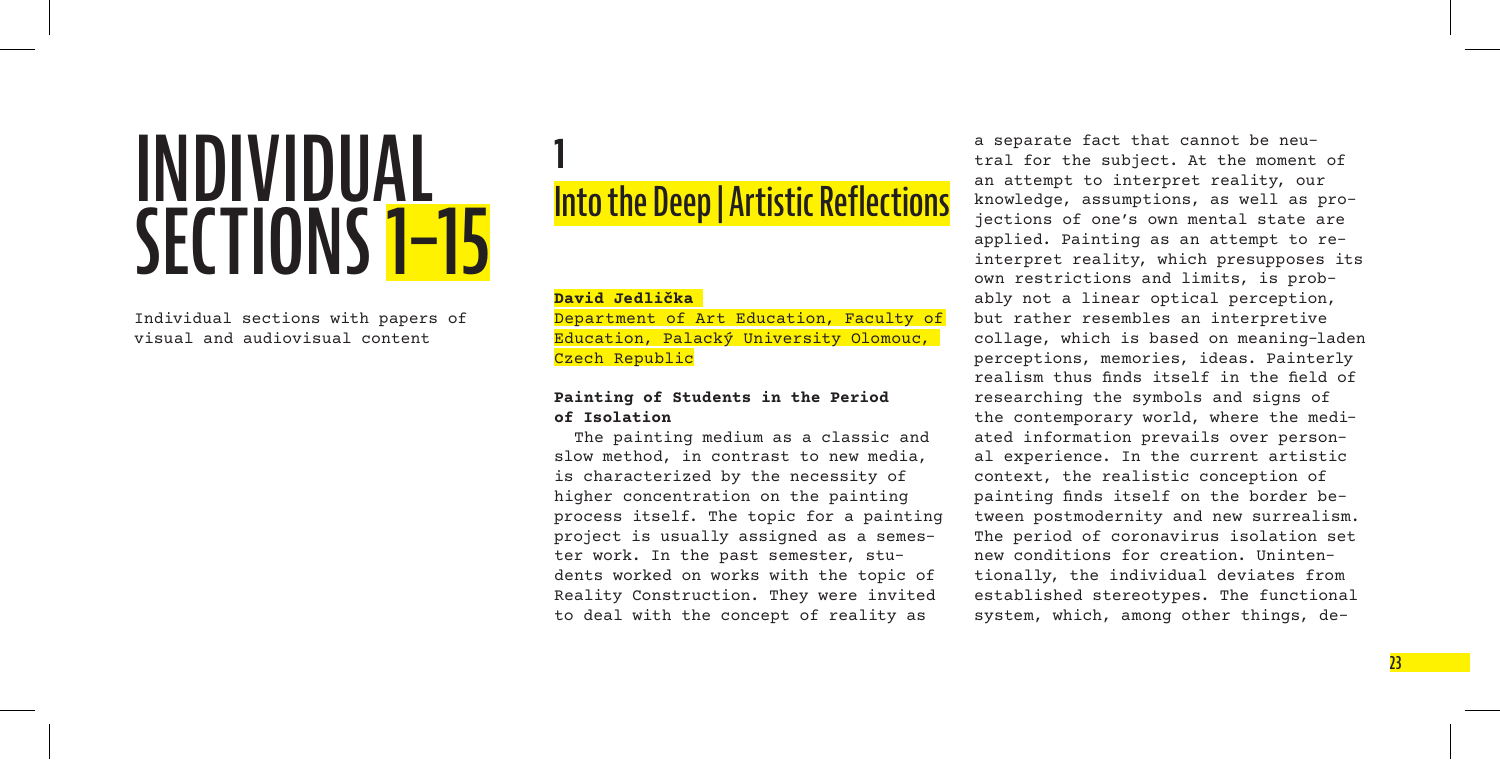# INDIVIDUAL SECTIONS 1–15

Individual sections with papers of visual and audiovisual content

## 1 Into the Deep | Artistic Reflections

**David Jedlička**
Department of Art Education, Faculty of Education, Palacký University Olomouc, Czech Republic

### Painting of Students in the Period of Isolation

The painting medium as a classic and slow method, in contrast to new media, is characterized by the necessity of higher concentration on the painting process itself. The topic for a painting project is usually assigned as a semester work. In the past semester, students worked on works with the topic of Reality Construction. They were invited to deal with the concept of reality as a separate fact that cannot be neutral for the subject. At the moment of an attempt to interpret reality, our knowledge, assumptions, as well as projections of one's own mental state are applied. Painting as an attempt to reinterpret reality, which presupposes its own restrictions and limits, is probably not a linear optical perception, but rather resembles an interpretive collage, which is based on meaning-laden perceptions, memories, ideas. Painterly realism thus finds itself in the field of researching the symbols and signs of the contemporary world, where the mediated information prevails over personal experience. In the current artistic context, the realistic conception of painting finds itself on the border between postmodernity and new surrealism. The period of coronavirus isolation set new conditions for creation. Unintentionally, the individual deviates from established stereotypes. The functional system, which, among other things, de-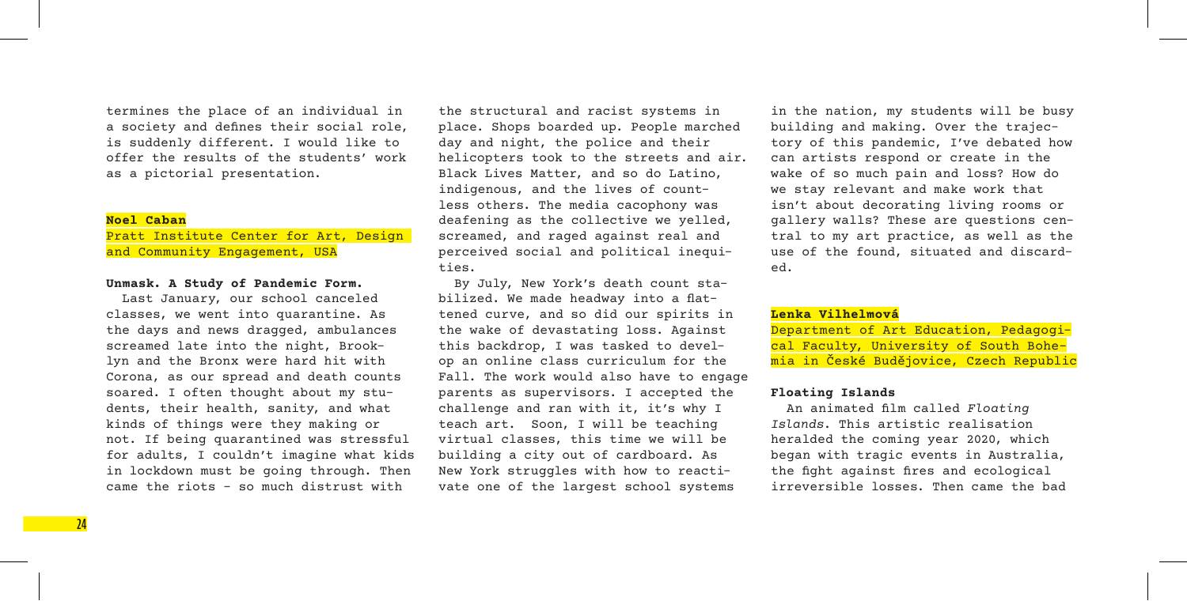termines the place of an individual in a society and defines their social role, is suddenly different. I would like to offer the results of the students' work as a pictorial presentation.

**Noel Caban**

Pratt Institute Center for Art, Design and Community Engagement, USA

**Unmask. A Study of Pandemic Form.**

Last January, our school canceled classes, we went into quarantine. As the days and news dragged, ambulances screamed late into the night, Brooklyn and the Bronx were hard hit with Corona, as our spread and death counts soared. I often thought about my students, their health, sanity, and what kinds of things were they making or not. If being quarantined was stressful for adults, I couldn't imagine what kids in lockdown must be going through. Then came the riots – so much distrust with the structural and racist systems in place. Shops boarded up. People marched day and night, the police and their helicopters took to the streets and air. Black Lives Matter, and so do Latino, indigenous, and the lives of countless others. The media cacophony was deafening as the collective we yelled, screamed, and raged against real and perceived social and political inequities.

By July, New York's death count stabilized. We made headway into a flattened curve, and so did our spirits in the wake of devastating loss. Against this backdrop, I was tasked to develop an online class curriculum for the Fall. The work would also have to engage parents as supervisors. I accepted the challenge and ran with it, it's why I teach art. Soon, I will be teaching virtual classes, this time we will be building a city out of cardboard. As New York struggles with how to reactivate one of the largest school systems in the nation, my students will be busy building and making. Over the trajectory of this pandemic, I've debated how can artists respond or create in the wake of so much pain and loss? How do we stay relevant and make work that isn't about decorating living rooms or gallery walls? These are questions central to my art practice, as well as the use of the found, situated and discarded.

**Lenka Vilhelmová**

Department of Art Education, Pedagogical Faculty, University of South Bohemia in České Budějovice, Czech Republic

**Floating Islands**

An animated film called *Floating Islands*. This artistic realisation heralded the coming year 2020, which began with tragic events in Australia, the fight against fires and ecological irreversible losses. Then came the bad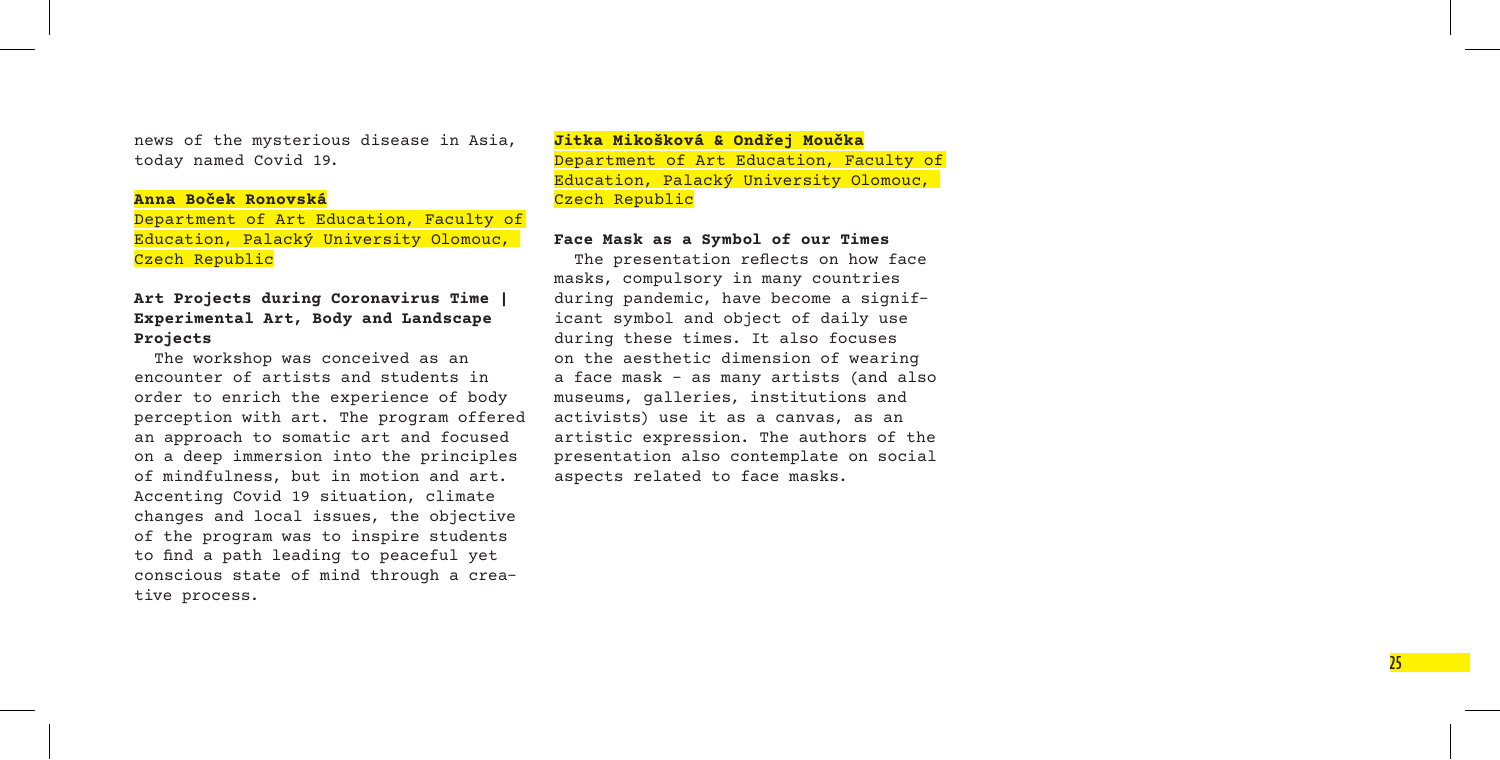news of the mysterious disease in Asia, today named Covid 19.

**Anna Boček Ronovská**
Department of Art Education, Faculty of Education, Palacký University Olomouc, Czech Republic

### Art Projects during Coronavirus Time | Experimental Art, Body and Landscape Projects

The workshop was conceived as an encounter of artists and students in order to enrich the experience of body perception with art. The program offered an approach to somatic art and focused on a deep immersion into the principles of mindfulness, but in motion and art. Accenting Covid 19 situation, climate changes and local issues, the objective of the program was to inspire students to find a path leading to peaceful yet conscious state of mind through a creative process.

**Jitka Mikošková & Ondřej Moučka**
Department of Art Education, Faculty of Education, Palacký University Olomouc, Czech Republic

### Face Mask as a Symbol of our Times

The presentation reflects on how face masks, compulsory in many countries during pandemic, have become a significant symbol and object of daily use during these times. It also focuses on the aesthetic dimension of wearing a face mask – as many artists (and also museums, galleries, institutions and activists) use it as a canvas, as an artistic expression. The authors of the presentation also contemplate on social aspects related to face masks.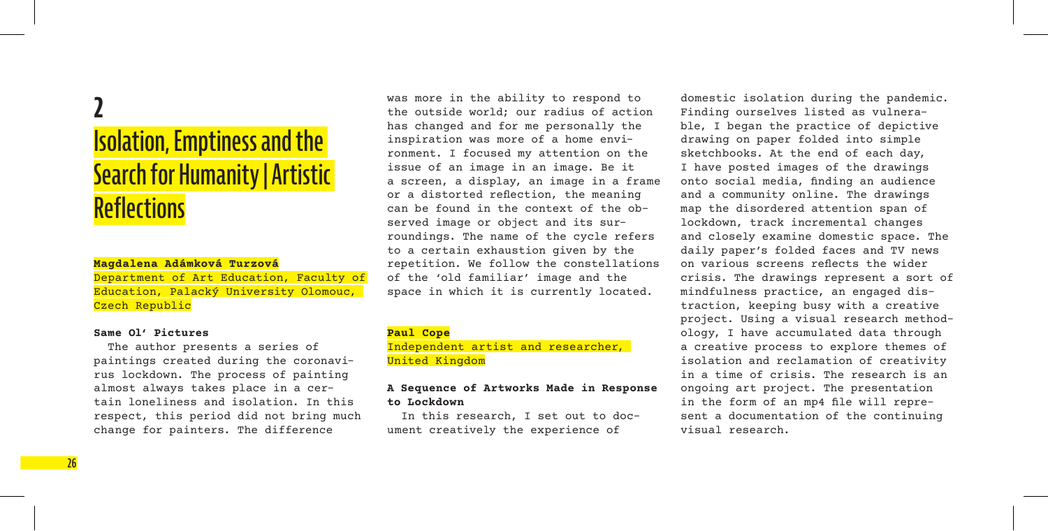# 2

# Isolation, Emptiness and the Search for Humanity | Artistic Reflections

**Magdalena Adámková Turzová**

Department of Art Education, Faculty of Education, Palacký University Olomouc, Czech Republic

### Same Ol' Pictures

The author presents a series of paintings created during the coronavirus lockdown. The process of painting almost always takes place in a certain loneliness and isolation. In this respect, this period did not bring much change for painters. The difference was more in the ability to respond to the outside world; our radius of action has changed and for me personally the inspiration was more of a home environment. I focused my attention on the issue of an image in an image. Be it a screen, a display, an image in a frame or a distorted reflection, the meaning can be found in the context of the observed image or object and its surroundings. The name of the cycle refers to a certain exhaustion given by the repetition. We follow the constellations of the 'old familiar' image and the space in which it is currently located.

**Paul Cope**

Independent artist and researcher, United Kingdom

### A Sequence of Artworks Made in Response to Lockdown

In this research, I set out to document creatively the experience of domestic isolation during the pandemic. Finding ourselves listed as vulnerable, I began the practice of depictive drawing on paper folded into simple sketchbooks. At the end of each day, I have posted images of the drawings onto social media, finding an audience and a community online. The drawings map the disordered attention span of lockdown, track incremental changes and closely examine domestic space. The daily paper's folded faces and TV news on various screens reflects the wider crisis. The drawings represent a sort of mindfulness practice, an engaged distraction, keeping busy with a creative project. Using a visual research methodology, I have accumulated data through a creative process to explore themes of isolation and reclamation of creativity in a time of crisis. The research is an ongoing art project. The presentation in the form of an mp4 file will represent a documentation of the continuing visual research.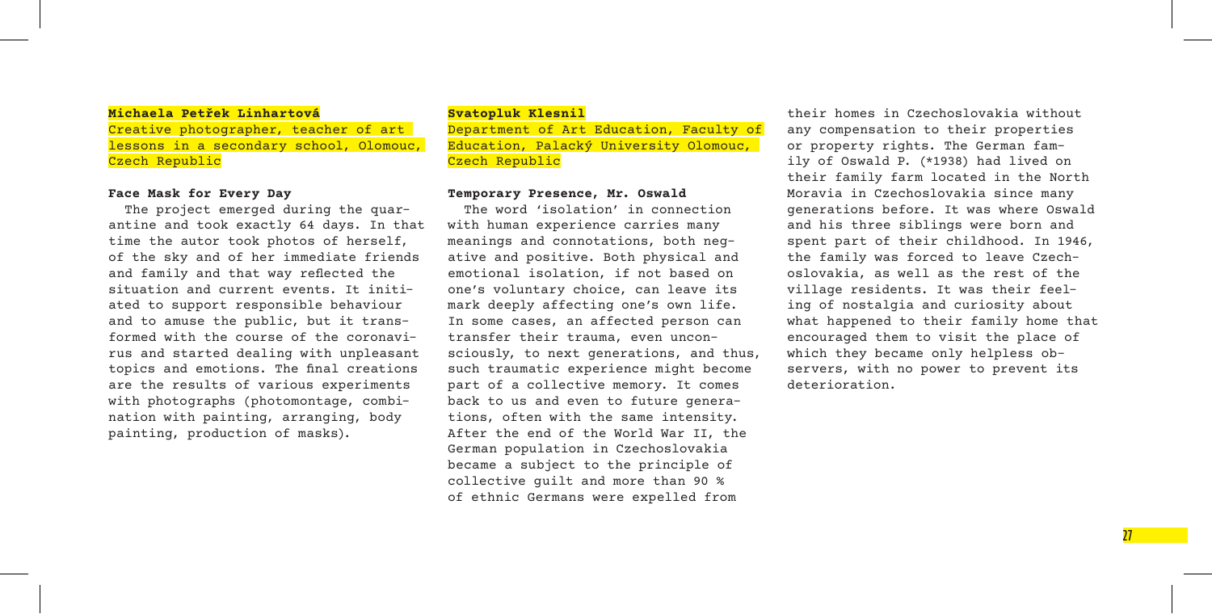**Michaela Petřek Linhartová**
Creative photographer, teacher of art lessons in a secondary school, Olomouc, Czech Republic

**Face Mask for Every Day**

The project emerged during the quarantine and took exactly 64 days. In that time the autor took photos of herself, of the sky and of her immediate friends and family and that way reflected the situation and current events. It initiated to support responsible behaviour and to amuse the public, but it transformed with the course of the coronavirus and started dealing with unpleasant topics and emotions. The final creations are the results of various experiments with photographs (photomontage, combination with painting, arranging, body painting, production of masks).

**Svatopluk Klesnil**
Department of Art Education, Faculty of Education, Palacký University Olomouc, Czech Republic

**Temporary Presence, Mr. Oswald**

The word 'isolation' in connection with human experience carries many meanings and connotations, both negative and positive. Both physical and emotional isolation, if not based on one's voluntary choice, can leave its mark deeply affecting one's own life. In some cases, an affected person can transfer their trauma, even unconsciously, to next generations, and thus, such traumatic experience might become part of a collective memory. It comes back to us and even to future generations, often with the same intensity. After the end of the World War II, the German population in Czechoslovakia became a subject to the principle of collective guilt and more than 90 % of ethnic Germans were expelled from their homes in Czechoslovakia without any compensation to their properties or property rights. The German family of Oswald P. (*1938) had lived on their family farm located in the North Moravia in Czechoslovakia since many generations before. It was where Oswald and his three siblings were born and spent part of their childhood. In 1946, the family was forced to leave Czechoslovakia, as well as the rest of the village residents. It was their feeling of nostalgia and curiosity about what happened to their family home that encouraged them to visit the place of which they became only helpless observers, with no power to prevent its deterioration.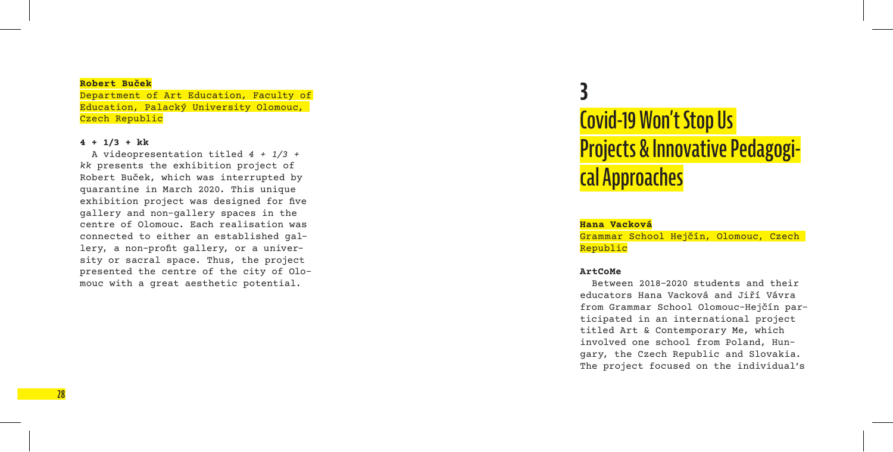**Robert Buček**

Department of Art Education, Faculty of Education, Palacký University Olomouc, Czech Republic

**4 + 1/3 + kk**

A videopresentation titled *4 + 1/3 + kk* presents the exhibition project of Robert Buček, which was interrupted by quarantine in March 2020. This unique exhibition project was designed for five gallery and non-gallery spaces in the centre of Olomouc. Each realisation was connected to either an established gallery, a non-profit gallery, or a university or sacral space. Thus, the project presented the centre of the city of Olomouc with a great aesthetic potential.

# 3

# Covid-19 Won't Stop Us Projects & Innovative Pedagogical Approaches

**Hana Vacková**

Grammar School Hejčín, Olomouc, Czech Republic

**ArtCoMe**

Between 2018–2020 students and their educators Hana Vacková and Jiří Vávra from Grammar School Olomouc-Hejčín participated in an international project titled Art & Contemporary Me, which involved one school from Poland, Hungary, the Czech Republic and Slovakia. The project focused on the individual's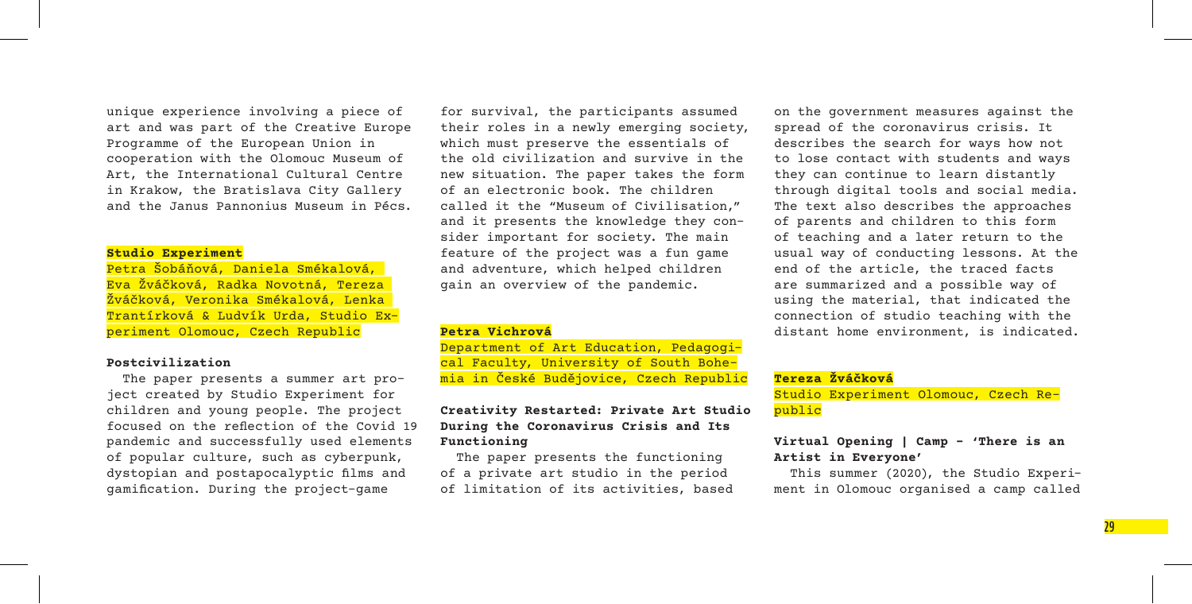unique experience involving a piece of art and was part of the Creative Europe Programme of the European Union in cooperation with the Olomouc Museum of Art, the International Cultural Centre in Krakow, the Bratislava City Gallery and the Janus Pannonius Museum in Pécs.

**Studio Experiment**

Petra Šobáňová, Daniela Smékalová, Eva Žváčková, Radka Novotná, Tereza Žváčková, Veronika Smékalová, Lenka Trantírková & Ludvík Urda, Studio Experiment Olomouc, Czech Republic

**Postcivilization**

The paper presents a summer art project created by Studio Experiment for children and young people. The project focused on the reflection of the Covid 19 pandemic and successfully used elements of popular culture, such as cyberpunk, dystopian and postapocalyptic films and gamification. During the project-game for survival, the participants assumed their roles in a newly emerging society, which must preserve the essentials of the old civilization and survive in the new situation. The paper takes the form of an electronic book. The children called it the "Museum of Civilisation," and it presents the knowledge they consider important for society. The main feature of the project was a fun game and adventure, which helped children gain an overview of the pandemic.

**Petra Vichrová**

Department of Art Education, Pedagogical Faculty, University of South Bohemia in České Budějovice, Czech Republic

**Creativity Restarted: Private Art Studio During the Coronavirus Crisis and Its Functioning**

The paper presents the functioning of a private art studio in the period of limitation of its activities, based on the government measures against the spread of the coronavirus crisis. It describes the search for ways how not to lose contact with students and ways they can continue to learn distantly through digital tools and social media. The text also describes the approaches of parents and children to this form of teaching and a later return to the usual way of conducting lessons. At the end of the article, the traced facts are summarized and a possible way of using the material, that indicated the connection of studio teaching with the distant home environment, is indicated.

**Tereza Žváčková**

Studio Experiment Olomouc, Czech Republic

**Virtual Opening | Camp – 'There is an Artist in Everyone'**

This summer (2020), the Studio Experiment in Olomouc organised a camp called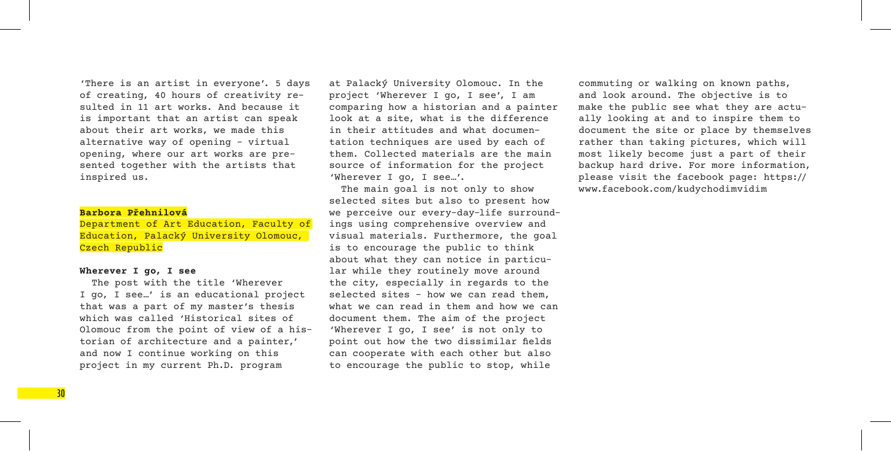'There is an artist in everyone'. 5 days of creating, 40 hours of creativity resulted in 11 art works. And because it is important that an artist can speak about their art works, we made this alternative way of opening - virtual opening, where our art works are presented together with the artists that inspired us.

**Barbora Přehnilová**

Department of Art Education, Faculty of Education, Palacký University Olomouc, Czech Republic

### Wherever I go, I see

The post with the title 'Wherever I go, I see…' is an educational project that was a part of my master's thesis which was called 'Historical sites of Olomouc from the point of view of a historian of architecture and a painter,' and now I continue working on this project in my current Ph.D. program at Palacký University Olomouc. In the project 'Wherever I go, I see', I am comparing how a historian and a painter look at a site, what is the difference in their attitudes and what documentation techniques are used by each of them. Collected materials are the main source of information for the project 'Wherever I go, I see…'.

The main goal is not only to show selected sites but also to present how we perceive our every-day-life surroundings using comprehensive overview and visual materials. Furthermore, the goal is to encourage the public to think about what they can notice in particular while they routinely move around the city, especially in regards to the selected sites - how we can read them, what we can read in them and how we can document them. The aim of the project 'Wherever I go, I see' is not only to point out how the two dissimilar fields can cooperate with each other but also to encourage the public to stop, while commuting or walking on known paths, and look around. The objective is to make the public see what they are actually looking at and to inspire them to document the site or place by themselves rather than taking pictures, which will most likely become just a part of their backup hard drive. For more information, please visit the facebook page: https://www.facebook.com/kudychodimvidim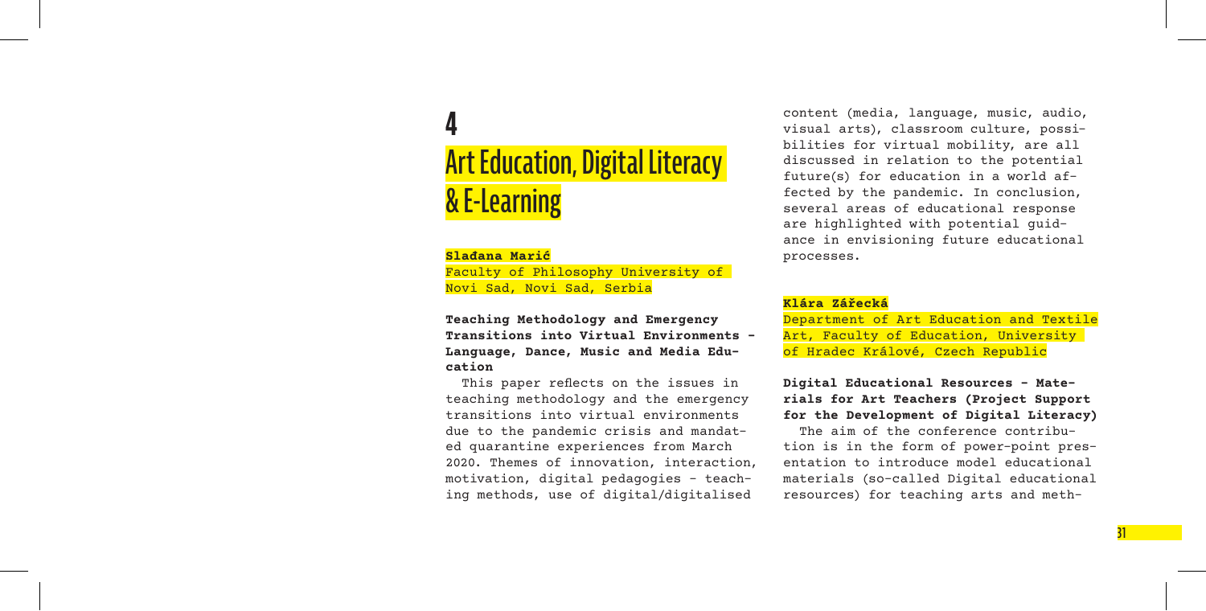# 4

# Art Education, Digital Literacy & E-Learning

**Slađana Marić**

Faculty of Philosophy University of Novi Sad, Novi Sad, Serbia

**Teaching Methodology and Emergency Transitions into Virtual Environments - Language, Dance, Music and Media Education**

This paper reflects on the issues in teaching methodology and the emergency transitions into virtual environments due to the pandemic crisis and mandated quarantine experiences from March 2020. Themes of innovation, interaction, motivation, digital pedagogies - teaching methods, use of digital/digitalised content (media, language, music, audio, visual arts), classroom culture, possibilities for virtual mobility, are all discussed in relation to the potential future(s) for education in a world affected by the pandemic. In conclusion, several areas of educational response are highlighted with potential guidance in envisioning future educational processes.

**Klára Zářecká**

Department of Art Education and Textile Art, Faculty of Education, University of Hradec Králové, Czech Republic

**Digital Educational Resources - Materials for Art Teachers (Project Support for the Development of Digital Literacy)**

The aim of the conference contribution is in the form of power-point presentation to introduce model educational materials (so-called Digital educational resources) for teaching arts and meth-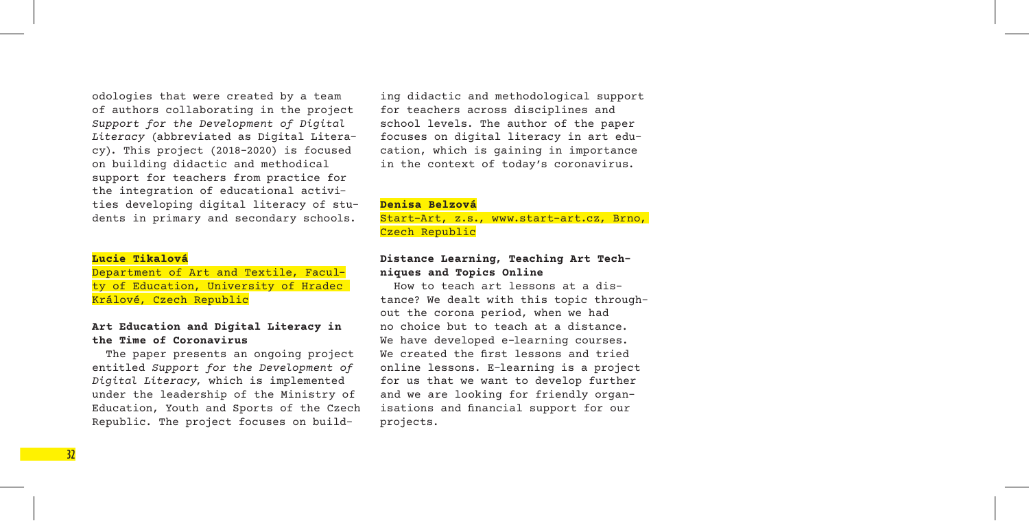odologies that were created by a team of authors collaborating in the project *Support for the Development of Digital Literacy* (abbreviated as Digital Literacy). This project (2018–2020) is focused on building didactic and methodical support for teachers from practice for the integration of educational activities developing digital literacy of students in primary and secondary schools.

**Lucie Tikalová**

Department of Art and Textile, Faculty of Education, University of Hradec Králové, Czech Republic

**Art Education and Digital Literacy in the Time of Coronavirus**

The paper presents an ongoing project entitled *Support for the Development of Digital Literacy*, which is implemented under the leadership of the Ministry of Education, Youth and Sports of the Czech Republic. The project focuses on building didactic and methodological support for teachers across disciplines and school levels. The author of the paper focuses on digital literacy in art education, which is gaining in importance in the context of today's coronavirus.

**Denisa Belzová**

Start-Art, z.s., www.start-art.cz, Brno, Czech Republic

**Distance Learning, Teaching Art Techniques and Topics Online**

How to teach art lessons at a distance? We dealt with this topic throughout the corona period, when we had no choice but to teach at a distance. We have developed e-learning courses. We created the first lessons and tried online lessons. E-learning is a project for us that we want to develop further and we are looking for friendly organisations and financial support for our projects.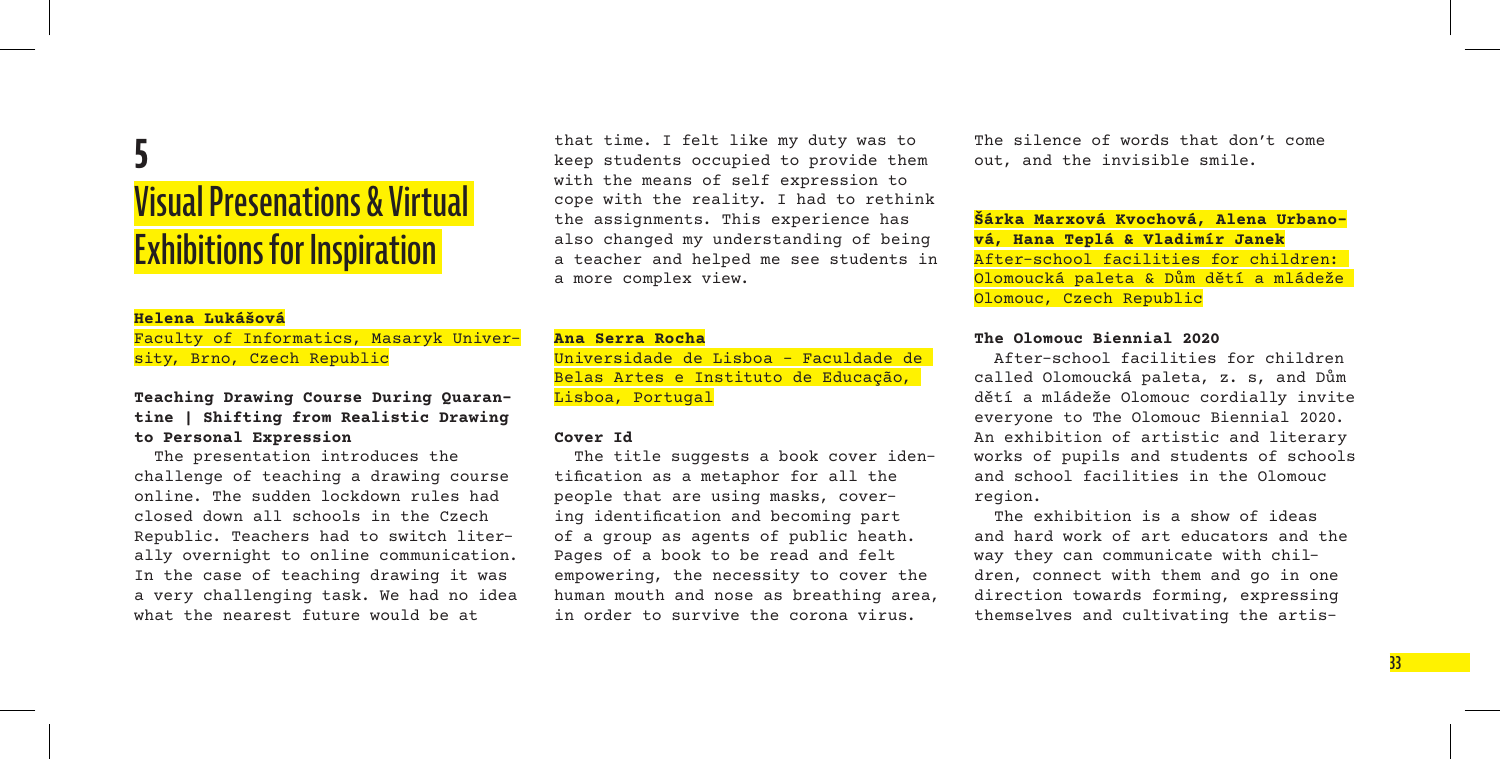# 5

# Visual Presenations & Virtual Exhibitions for Inspiration

**Helena Lukášová**

Faculty of Informatics, Masaryk University, Brno, Czech Republic

**Teaching Drawing Course During Quarantine | Shifting from Realistic Drawing to Personal Expression**

The presentation introduces the challenge of teaching a drawing course online. The sudden lockdown rules had closed down all schools in the Czech Republic. Teachers had to switch literally overnight to online communication. In the case of teaching drawing it was a very challenging task. We had no idea what the nearest future would be at that time. I felt like my duty was to keep students occupied to provide them with the means of self expression to cope with the reality. I had to rethink the assignments. This experience has also changed my understanding of being a teacher and helped me see students in a more complex view.

**Ana Serra Rocha**

Universidade de Lisboa - Faculdade de Belas Artes e Instituto de Educação, Lisboa, Portugal

**Cover Id**

The title suggests a book cover identification as a metaphor for all the people that are using masks, covering identification and becoming part of a group as agents of public heath. Pages of a book to be read and felt empowering, the necessity to cover the human mouth and nose as breathing area, in order to survive the corona virus. The silence of words that don't come out, and the invisible smile.

**Šárka Marxová Kvochová, Alena Urbanová, Hana Teplá & Vladimír Janek**

After-school facilities for children: Olomoucká paleta & Dům dětí a mládeže Olomouc, Czech Republic

**The Olomouc Biennial 2020**

After-school facilities for children called Olomoucká paleta, z. s, and Dům dětí a mládeže Olomouc cordially invite everyone to The Olomouc Biennial 2020. An exhibition of artistic and literary works of pupils and students of schools and school facilities in the Olomouc region.

The exhibition is a show of ideas and hard work of art educators and the way they can communicate with children, connect with them and go in one direction towards forming, expressing themselves and cultivating the artis-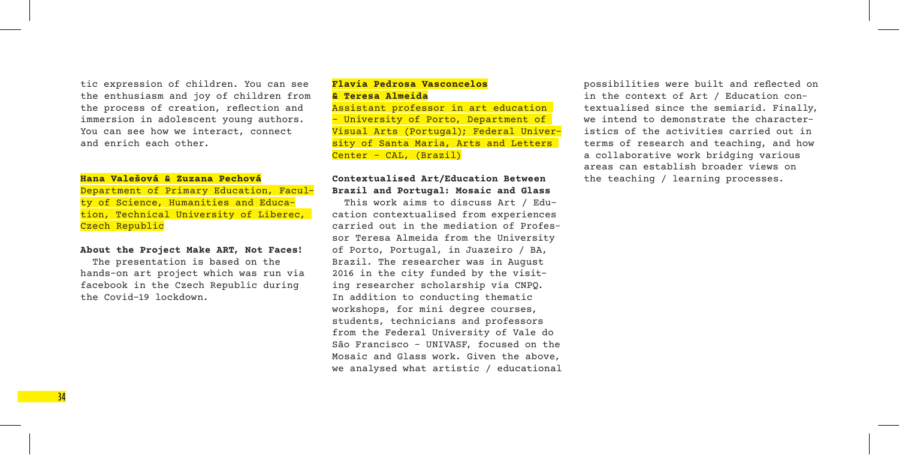tic expression of children. You can see the enthusiasm and joy of children from the process of creation, reflection and immersion in adolescent young authors. You can see how we interact, connect and enrich each other.

**Hana Valešová & Zuzana Pechová**

Department of Primary Education, Faculty of Science, Humanities and Education, Technical University of Liberec, Czech Republic

**About the Project Make ART, Not Faces!**

The presentation is based on the hands-on art project which was run via facebook in the Czech Republic during the Covid-19 lockdown.

**Flavia Pedrosa Vasconcelos & Teresa Almeida**

Assistant professor in art education - University of Porto, Department of Visual Arts (Portugal); Federal University of Santa Maria, Arts and Letters Center - CAL, (Brazil)

**Contextualised Art/Education Between Brazil and Portugal: Mosaic and Glass**

This work aims to discuss Art / Education contextualised from experiences carried out in the mediation of Professor Teresa Almeida from the University of Porto, Portugal, in Juazeiro / BA, Brazil. The researcher was in August 2016 in the city funded by the visiting researcher scholarship via CNPQ. In addition to conducting thematic workshops, for mini degree courses, students, technicians and professors from the Federal University of Vale do São Francisco - UNIVASF, focused on the Mosaic and Glass work. Given the above, we analysed what artistic / educational possibilities were built and reflected on in the context of Art / Education contextualised since the semiarid. Finally, we intend to demonstrate the characteristics of the activities carried out in terms of research and teaching, and how a collaborative work bridging various areas can establish broader views on the teaching / learning processes.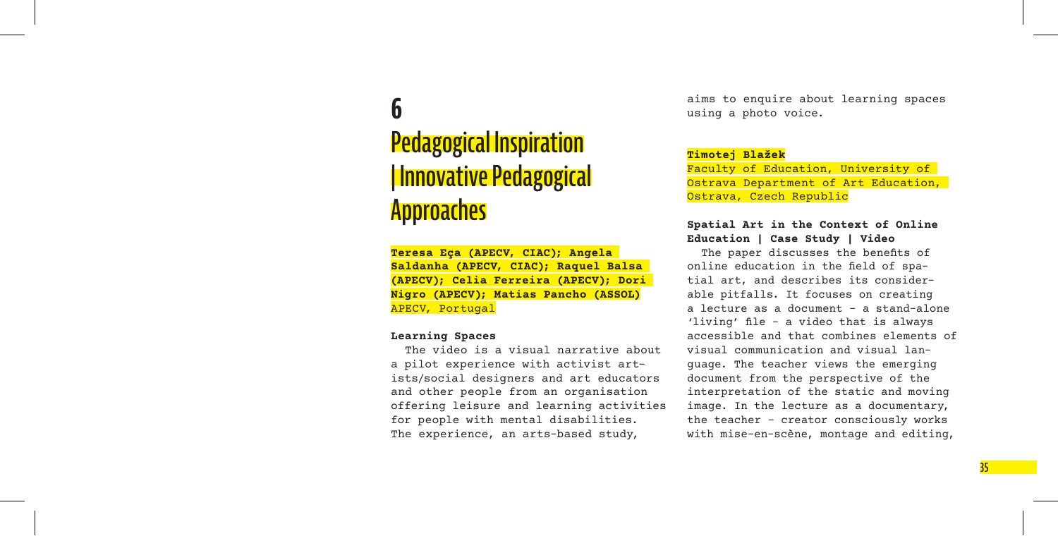# 6 Pedagogical Inspiration | Innovative Pedagogical Approaches

**Teresa Eça (APECV, CIAC); Angela Saldanha (APECV, CIAC); Raquel Balsa (APECV); Celia Ferreira (APECV); Dori Nigro (APECV); Matias Pancho (ASSOL)**
APECV, Portugal

**Learning Spaces**

The video is a visual narrative about a pilot experience with activist artists/social designers and art educators and other people from an organisation offering leisure and learning activities for people with mental disabilities. The experience, an arts-based study, aims to enquire about learning spaces using a photo voice.

**Timotej Blažek**
Faculty of Education, University of Ostrava Department of Art Education, Ostrava, Czech Republic

**Spatial Art in the Context of Online Education | Case Study | Video**

The paper discusses the benefits of online education in the field of spatial art, and describes its considerable pitfalls. It focuses on creating a lecture as a document – a stand-alone 'living' file – a video that is always accessible and that combines elements of visual communication and visual language. The teacher views the emerging document from the perspective of the interpretation of the static and moving image. In the lecture as a documentary, the teacher – creator consciously works with mise-en-scène, montage and editing,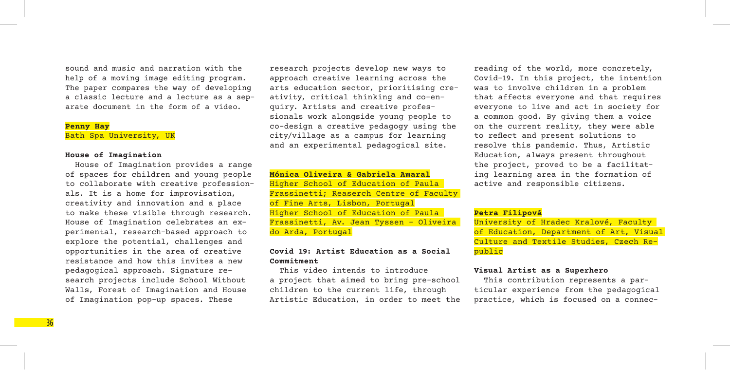sound and music and narration with the help of a moving image editing program. The paper compares the way of developing a classic lecture and a lecture as a separate document in the form of a video.

**Penny Hay**
Bath Spa University, UK

**House of Imagination**

House of Imagination provides a range of spaces for children and young people to collaborate with creative professionals. It is a home for improvisation, creativity and innovation and a place to make these visible through research. House of Imagination celebrates an experimental, research-based approach to explore the potential, challenges and opportunities in the area of creative resistance and how this invites a new pedagogical approach. Signature research projects include School Without Walls, Forest of Imagination and House of Imagination pop-up spaces. These research projects develop new ways to approach creative learning across the arts education sector, prioritising creativity, critical thinking and co-enquiry. Artists and creative professionals work alongside young people to co-design a creative pedagogy using the city/village as a campus for learning and an experimental pedagogical site.

**Mónica Oliveira & Gabriela Amaral**
Higher School of Education of Paula Frassinetti; Reaserch Centre of Faculty of Fine Arts, Lisbon, Portugal
Higher School of Education of Paula Frassinetti, Av. Jean Tyssen - Oliveira do Arda, Portugal

**Covid 19: Artist Education as a Social Commitment**

This video intends to introduce a project that aimed to bring pre-school children to the current life, through Artistic Education, in order to meet the reading of the world, more concretely, Covid-19. In this project, the intention was to involve children in a problem that affects everyone and that requires everyone to live and act in society for a common good. By giving them a voice on the current reality, they were able to reflect and present solutions to resolve this pandemic. Thus, Artistic Education, always present throughout the project, proved to be a facilitating learning area in the formation of active and responsible citizens.

**Petra Filipová**
University of Hradec Kralové, Faculty of Education, Department of Art, Visual Culture and Textile Studies, Czech Republic

**Visual Artist as a Superhero**

This contribution represents a particular experience from the pedagogical practice, which is focused on a connec-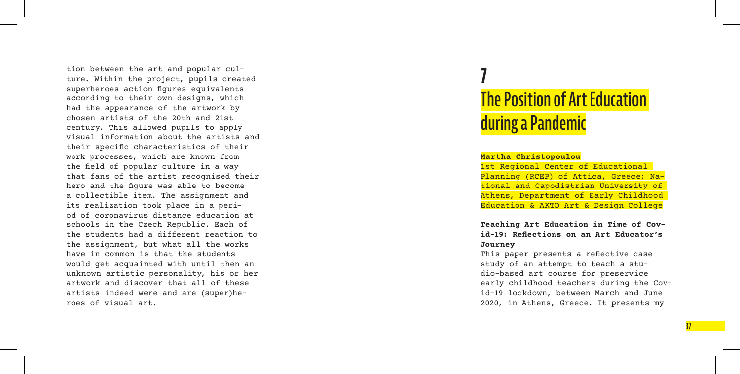tion between the art and popular culture. Within the project, pupils created superheroes action figures equivalents according to their own designs, which had the appearance of the artwork by chosen artists of the 20th and 21st century. This allowed pupils to apply visual information about the artists and their specific characteristics of their work processes, which are known from the field of popular culture in a way that fans of the artist recognised their hero and the figure was able to become a collectible item. The assignment and its realization took place in a period of coronavirus distance education at schools in the Czech Republic. Each of the students had a different reaction to the assignment, but what all the works have in common is that the students would get acquainted with until then an unknown artistic personality, his or her artwork and discover that all of these artists indeed were and are (super)heroes of visual art.

# 7 The Position of Art Education during a Pandemic

**Martha Christopoulou**

1st Regional Center of Educational Planning (RCEP) of Attica, Greece; National and Capodistrian University of Athens, Department of Early Childhood Education & AKTO Art & Design College

**Teaching Art Education in Time of Covid-19: Reflections on an Art Educator's Journey**

This paper presents a reflective case study of an attempt to teach a studio-based art course for preservice early childhood teachers during the Covid-19 lockdown, between March and June 2020, in Athens, Greece. It presents my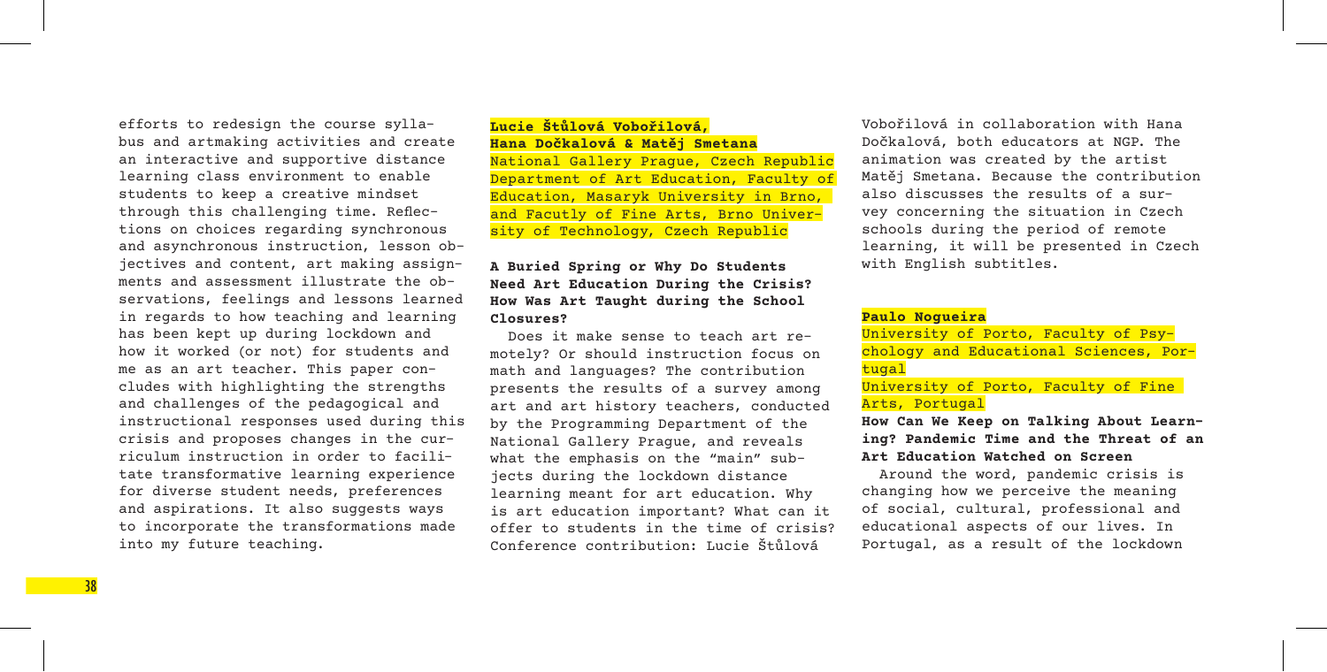efforts to redesign the course syllabus and artmaking activities and create an interactive and supportive distance learning class environment to enable students to keep a creative mindset through this challenging time. Reflections on choices regarding synchronous and asynchronous instruction, lesson objectives and content, art making assignments and assessment illustrate the observations, feelings and lessons learned in regards to how teaching and learning has been kept up during lockdown and how it worked (or not) for students and me as an art teacher. This paper concludes with highlighting the strengths and challenges of the pedagogical and instructional responses used during this crisis and proposes changes in the curriculum instruction in order to facilitate transformative learning experience for diverse student needs, preferences and aspirations. It also suggests ways to incorporate the transformations made into my future teaching.

**Lucie Štůlová Vobořilová, Hana Dočkalová & Matěj Smetana**

National Gallery Prague, Czech Republic
Department of Art Education, Faculty of Education, Masaryk University in Brno, and Facutly of Fine Arts, Brno University of Technology, Czech Republic

**A Buried Spring or Why Do Students Need Art Education During the Crisis? How Was Art Taught during the School Closures?**

Does it make sense to teach art remotely? Or should instruction focus on math and languages? The contribution presents the results of a survey among art and art history teachers, conducted by the Programming Department of the National Gallery Prague, and reveals what the emphasis on the "main" subjects during the lockdown distance learning meant for art education. Why is art education important? What can it offer to students in the time of crisis? Conference contribution: Lucie Štůlová Vobořilová in collaboration with Hana Dočkalová, both educators at NGP. The animation was created by the artist Matěj Smetana. Because the contribution also discusses the results of a survey concerning the situation in Czech schools during the period of remote learning, it will be presented in Czech with English subtitles.

**Paulo Nogueira**

University of Porto, Faculty of Psychology and Educational Sciences, Portugal
University of Porto, Faculty of Fine Arts, Portugal

**How Can We Keep on Talking About Learning? Pandemic Time and the Threat of an Art Education Watched on Screen**

Around the word, pandemic crisis is changing how we perceive the meaning of social, cultural, professional and educational aspects of our lives. In Portugal, as a result of the lockdown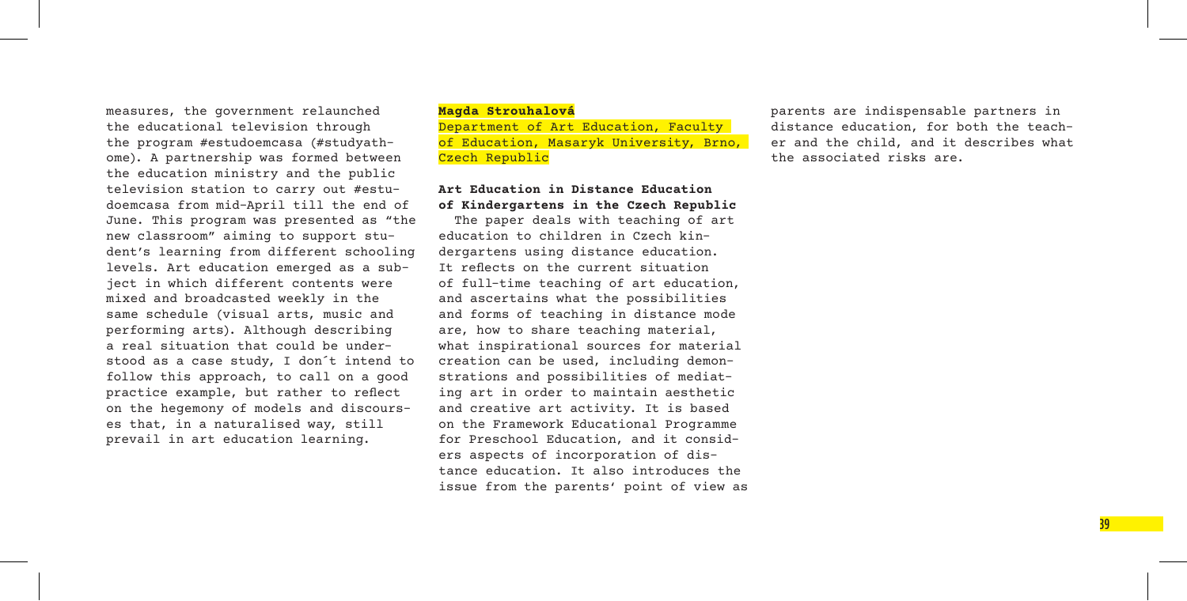measures, the government relaunched the educational television through the program #estudoemcasa (#studyathome). A partnership was formed between the education ministry and the public television station to carry out #estudoemcasa from mid-April till the end of June. This program was presented as "the new classroom" aiming to support student's learning from different schooling levels. Art education emerged as a subject in which different contents were mixed and broadcasted weekly in the same schedule (visual arts, music and performing arts). Although describing a real situation that could be understood as a case study, I don´t intend to follow this approach, to call on a good practice example, but rather to reflect on the hegemony of models and discourses that, in a naturalised way, still prevail in art education learning.

**Magda Strouhalová**

Department of Art Education, Faculty of Education, Masaryk University, Brno, Czech Republic

**Art Education in Distance Education of Kindergartens in the Czech Republic**

The paper deals with teaching of art education to children in Czech kindergartens using distance education. It reflects on the current situation of full-time teaching of art education, and ascertains what the possibilities and forms of teaching in distance mode are, how to share teaching material, what inspirational sources for material creation can be used, including demonstrations and possibilities of mediating art in order to maintain aesthetic and creative art activity. It is based on the Framework Educational Programme for Preschool Education, and it considers aspects of incorporation of distance education. It also introduces the issue from the parents' point of view as parents are indispensable partners in distance education, for both the teacher and the child, and it describes what the associated risks are.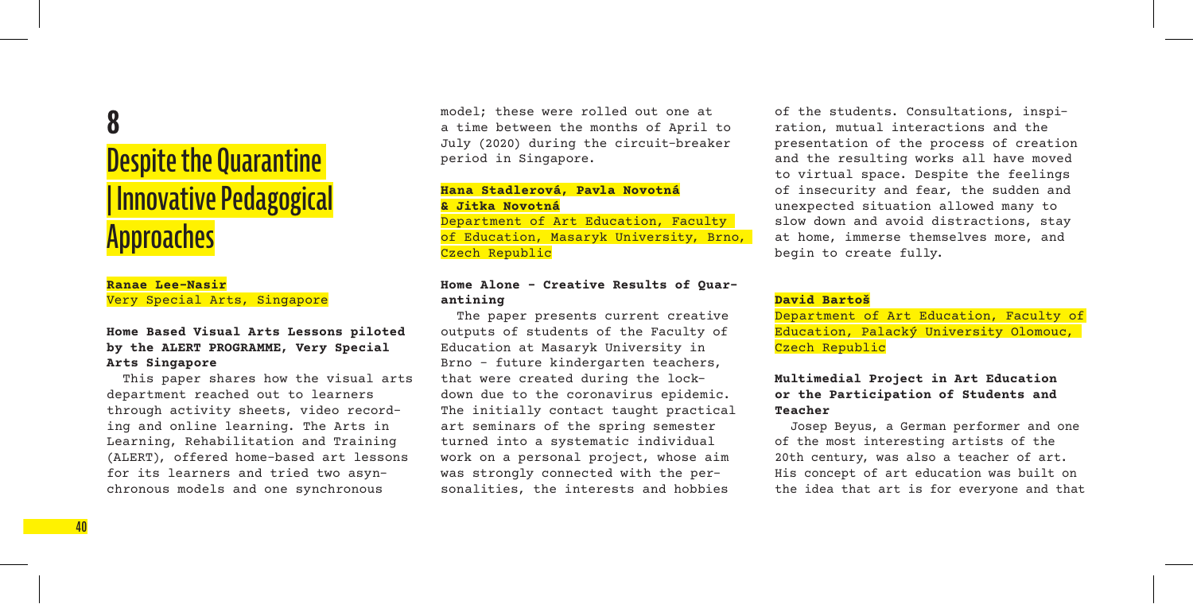# 8

# Despite the Quarantine | Innovative Pedagogical Approaches

**Ranae Lee-Nasir**
Very Special Arts, Singapore

### Home Based Visual Arts Lessons piloted by the ALERT PROGRAMME, Very Special Arts Singapore

This paper shares how the visual arts department reached out to learners through activity sheets, video recording and online learning. The Arts in Learning, Rehabilitation and Training (ALERT), offered home-based art lessons for its learners and tried two asynchronous models and one synchronous model; these were rolled out one at a time between the months of April to July (2020) during the circuit-breaker period in Singapore.

**Hana Stadlerová, Pavla Novotná & Jitka Novotná**
Department of Art Education, Faculty of Education, Masaryk University, Brno, Czech Republic

### Home Alone - Creative Results of Quarantining

The paper presents current creative outputs of students of the Faculty of Education at Masaryk University in Brno - future kindergarten teachers, that were created during the lockdown due to the coronavirus epidemic. The initially contact taught practical art seminars of the spring semester turned into a systematic individual work on a personal project, whose aim was strongly connected with the personalities, the interests and hobbies of the students. Consultations, inspiration, mutual interactions and the presentation of the process of creation and the resulting works all have moved to virtual space. Despite the feelings of insecurity and fear, the sudden and unexpected situation allowed many to slow down and avoid distractions, stay at home, immerse themselves more, and begin to create fully.

**David Bartoš**
Department of Art Education, Faculty of Education, Palacký University Olomouc, Czech Republic

### Multimedial Project in Art Education or the Participation of Students and Teacher

Josep Beyus, a German performer and one of the most interesting artists of the 20th century, was also a teacher of art. His concept of art education was built on the idea that art is for everyone and that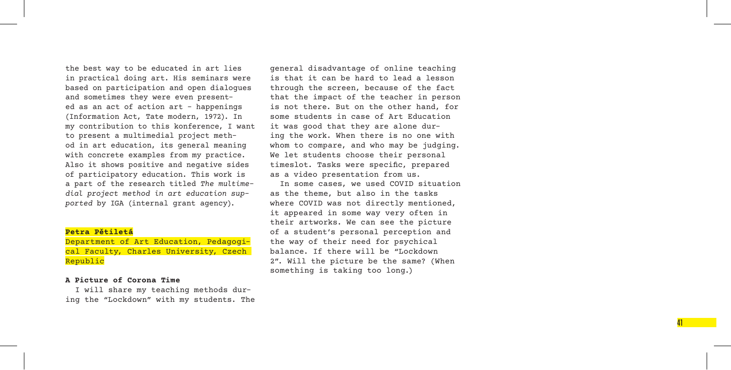the best way to be educated in art lies in practical doing art. His seminars were based on participation and open dialogues and sometimes they were even presented as an act of action art – happenings (Information Act, Tate modern, 1972). In my contribution to this konference, I want to present a multimedial project method in art education, its general meaning with concrete examples from my practice. Also it shows positive and negative sides of participatory education. This work is a part of the research titled *The multimedial project method in art education supported* by IGA (internal grant agency).

**Petra Pětiletá**

Department of Art Education, Pedagogical Faculty, Charles University, Czech Republic

### A Picture of Corona Time

I will share my teaching methods during the "Lockdown" with my students. The general disadvantage of online teaching is that it can be hard to lead a lesson through the screen, because of the fact that the impact of the teacher in person is not there. But on the other hand, for some students in case of Art Education it was good that they are alone during the work. When there is no one with whom to compare, and who may be judging. We let students choose their personal timeslot. Tasks were specific, prepared as a video presentation from us.

In some cases, we used COVID situation as the theme, but also in the tasks where COVID was not directly mentioned, it appeared in some way very often in their artworks. We can see the picture of a student's personal perception and the way of their need for psychical balance. If there will be "Lockdown 2". Will the picture be the same? (When something is taking too long.)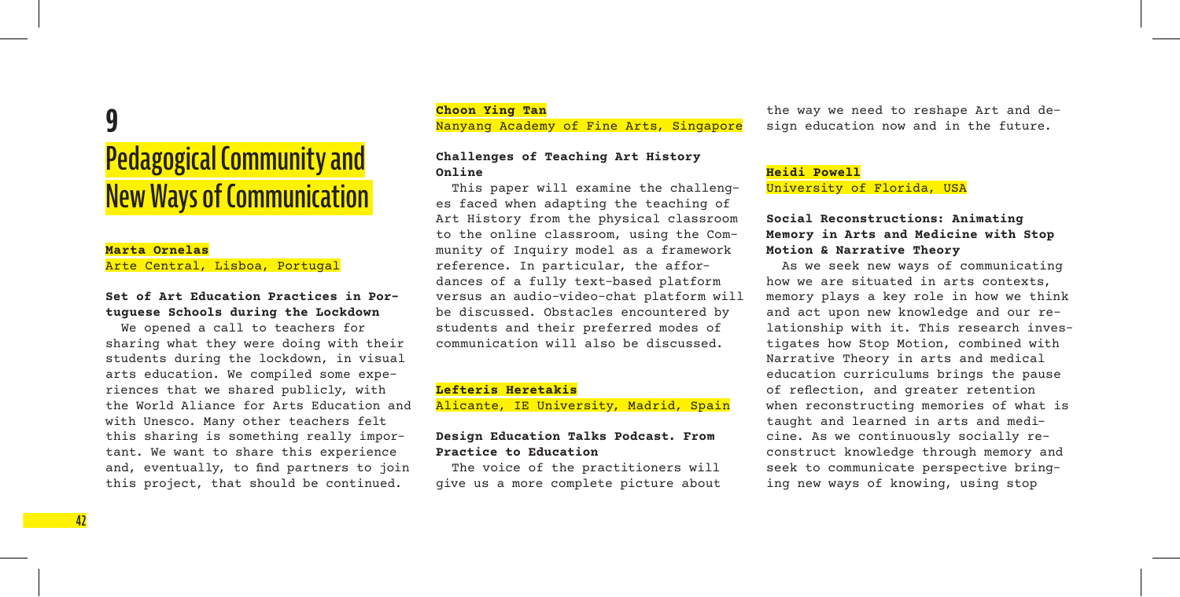# 9

# Pedagogical Community and New Ways of Communication

**Marta Ornelas**
Arte Central, Lisboa, Portugal

### Set of Art Education Practices in Portuguese Schools during the Lockdown

We opened a call to teachers for sharing what they were doing with their students during the lockdown, in visual arts education. We compiled some experiences that we shared publicly, with the World Aliance for Arts Education and with Unesco. Many other teachers felt this sharing is something really important. We want to share this experience and, eventually, to find partners to join this project, that should be continued.

**Choon Ying Tan**
Nanyang Academy of Fine Arts, Singapore

### Challenges of Teaching Art History Online

This paper will examine the challenges faced when adapting the teaching of Art History from the physical classroom to the online classroom, using the Community of Inquiry model as a framework reference. In particular, the affordances of a fully text-based platform versus an audio-video-chat platform will be discussed. Obstacles encountered by students and their preferred modes of communication will also be discussed.

**Lefteris Heretakis**
Alicante, IE University, Madrid, Spain

### Design Education Talks Podcast. From Practice to Education

The voice of the practitioners will give us a more complete picture about the way we need to reshape Art and design education now and in the future.

**Heidi Powell**
University of Florida, USA

### Social Reconstructions: Animating Memory in Arts and Medicine with Stop Motion & Narrative Theory

As we seek new ways of communicating how we are situated in arts contexts, memory plays a key role in how we think and act upon new knowledge and our relationship with it. This research investigates how Stop Motion, combined with Narrative Theory in arts and medical education curriculums brings the pause of reflection, and greater retention when reconstructing memories of what is taught and learned in arts and medicine. As we continuously socially reconstruct knowledge through memory and seek to communicate perspective bringing new ways of knowing, using stop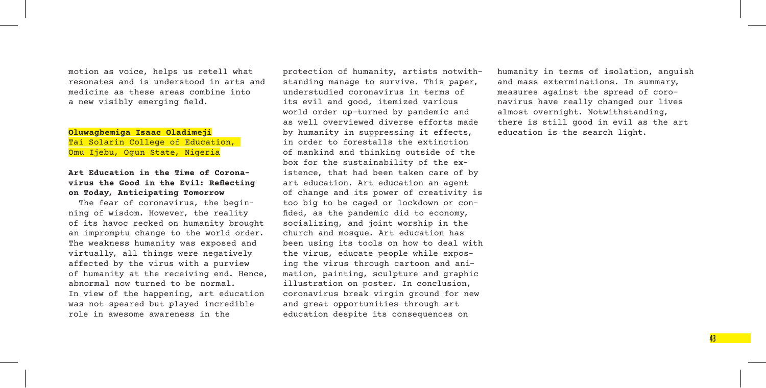motion as voice, helps us retell what resonates and is understood in arts and medicine as these areas combine into a new visibly emerging field.

**Oluwagbemiga Isaac Oladimeji**
Tai Solarin College of Education, Omu Ijebu, Ogun State, Nigeria

**Art Education in the Time of Coronavirus the Good in the Evil: Reflecting on Today, Anticipating Tomorrow**

The fear of coronavirus, the beginning of wisdom. However, the reality of its havoc recked on humanity brought an impromptu change to the world order. The weakness humanity was exposed and virtually, all things were negatively affected by the virus with a purview of humanity at the receiving end. Hence, abnormal now turned to be normal. In view of the happening, art education was not speared but played incredible role in awesome awareness in the protection of humanity, artists notwithstanding manage to survive. This paper, understudied coronavirus in terms of its evil and good, itemized various world order up-turned by pandemic and as well overviewed diverse efforts made by humanity in suppressing it effects, in order to forestalls the extinction of mankind and thinking outside of the box for the sustainability of the existence, that had been taken care of by art education. Art education an agent of change and its power of creativity is too big to be caged or lockdown or confided, as the pandemic did to economy, socializing, and joint worship in the church and mosque. Art education has been using its tools on how to deal with the virus, educate people while exposing the virus through cartoon and animation, painting, sculpture and graphic illustration on poster. In conclusion, coronavirus break virgin ground for new and great opportunities through art education despite its consequences on humanity in terms of isolation, anguish and mass exterminations. In summary, measures against the spread of coronavirus have really changed our lives almost overnight. Notwithstanding, there is still good in evil as the art education is the search light.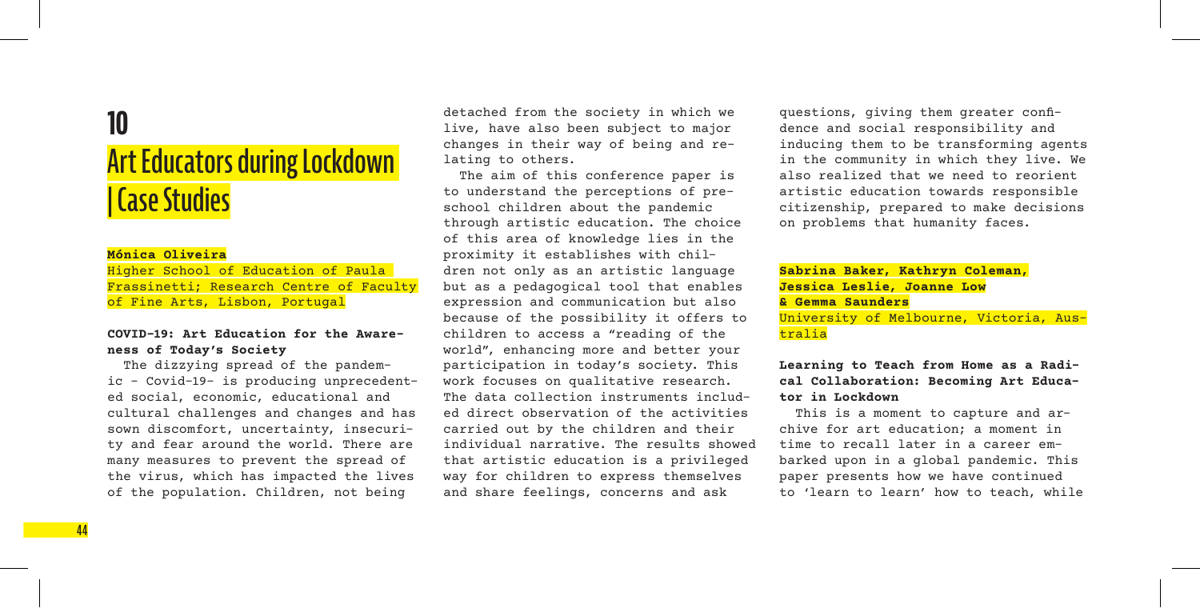# 10

# Art Educators during Lockdown | Case Studies

**Mónica Oliveira**

Higher School of Education of Paula Frassinetti; Research Centre of Faculty of Fine Arts, Lisbon, Portugal

### COVID-19: Art Education for the Awareness of Today's Society

The dizzying spread of the pandemic - Covid-19- is producing unprecedented social, economic, educational and cultural challenges and changes and has sown discomfort, uncertainty, insecurity and fear around the world. There are many measures to prevent the spread of the virus, which has impacted the lives of the population. Children, not being detached from the society in which we live, have also been subject to major changes in their way of being and relating to others.

The aim of this conference paper is to understand the perceptions of preschool children about the pandemic through artistic education. The choice of this area of knowledge lies in the proximity it establishes with children not only as an artistic language but as a pedagogical tool that enables expression and communication but also because of the possibility it offers to children to access a "reading of the world", enhancing more and better your participation in today's society. This work focuses on qualitative research. The data collection instruments included direct observation of the activities carried out by the children and their individual narrative. The results showed that artistic education is a privileged way for children to express themselves and share feelings, concerns and ask questions, giving them greater confidence and social responsibility and inducing them to be transforming agents in the community in which they live. We also realized that we need to reorient artistic education towards responsible citizenship, prepared to make decisions on problems that humanity faces.

**Sabrina Baker, Kathryn Coleman, Jessica Leslie, Joanne Low & Gemma Saunders**

University of Melbourne, Victoria, Australia

### Learning to Teach from Home as a Radical Collaboration: Becoming Art Educator in Lockdown

This is a moment to capture and archive for art education; a moment in time to recall later in a career embarked upon in a global pandemic. This paper presents how we have continued to 'learn to learn' how to teach, while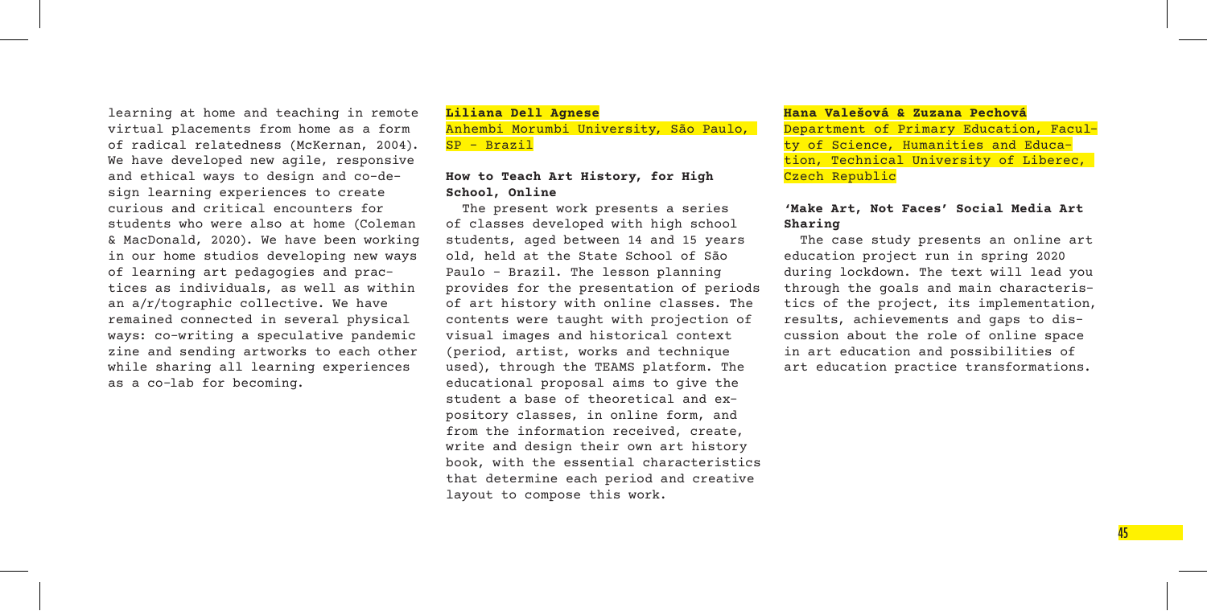learning at home and teaching in remote virtual placements from home as a form of radical relatedness (McKernan, 2004). We have developed new agile, responsive and ethical ways to design and co-design learning experiences to create curious and critical encounters for students who were also at home (Coleman & MacDonald, 2020). We have been working in our home studios developing new ways of learning art pedagogies and practices as individuals, as well as within an a/r/tographic collective. We have remained connected in several physical ways: co-writing a speculative pandemic zine and sending artworks to each other while sharing all learning experiences as a co-lab for becoming.

**Liliana Dell Agnese**
Anhembi Morumbi University, São Paulo, SP - Brazil

### How to Teach Art History, for High School, Online

The present work presents a series of classes developed with high school students, aged between 14 and 15 years old, held at the State School of São Paulo - Brazil. The lesson planning provides for the presentation of periods of art history with online classes. The contents were taught with projection of visual images and historical context (period, artist, works and technique used), through the TEAMS platform. The educational proposal aims to give the student a base of theoretical and expository classes, in online form, and from the information received, create, write and design their own art history book, with the essential characteristics that determine each period and creative layout to compose this work.

**Hana Valešová & Zuzana Pechová**
Department of Primary Education, Faculty of Science, Humanities and Education, Technical University of Liberec, Czech Republic

### 'Make Art, Not Faces' Social Media Art Sharing

The case study presents an online art education project run in spring 2020 during lockdown. The text will lead you through the goals and main characteristics of the project, its implementation, results, achievements and gaps to discussion about the role of online space in art education and possibilities of art education practice transformations.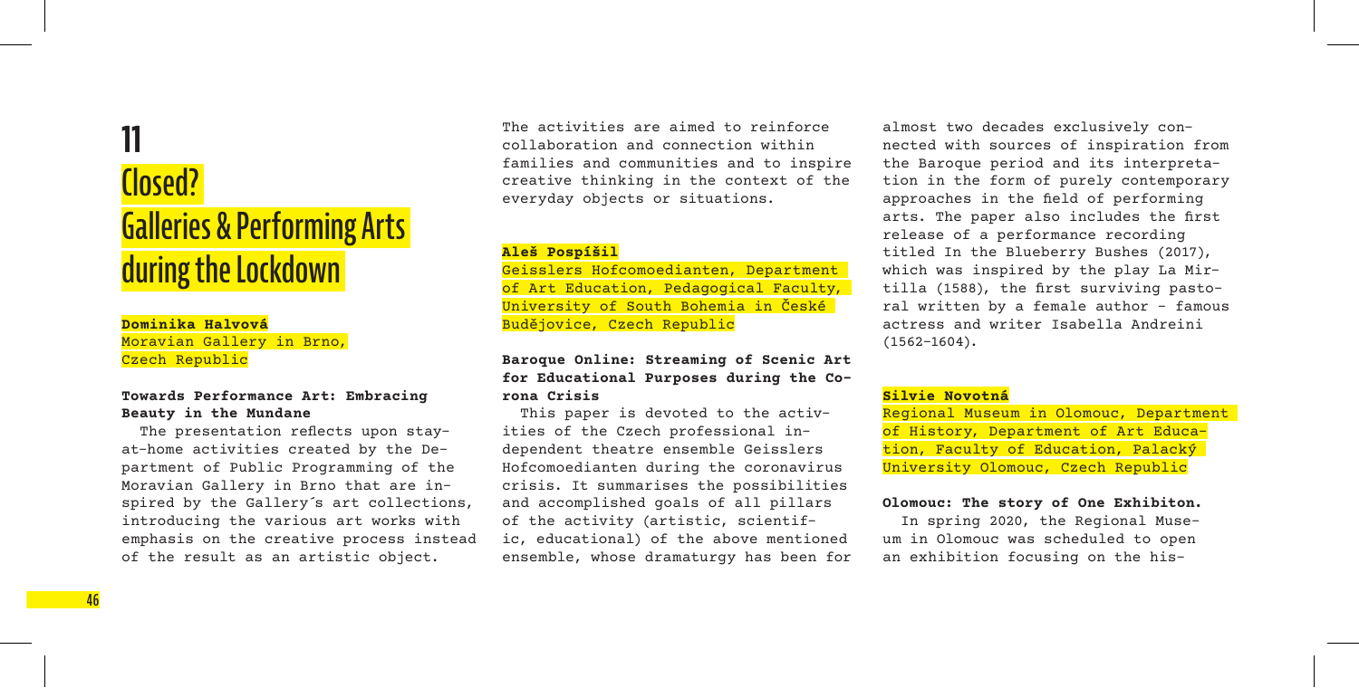# 11

# Closed? Galleries & Performing Arts during the Lockdown

**Dominika Halvová**
Moravian Gallery in Brno, Czech Republic

**Towards Performance Art: Embracing Beauty in the Mundane**

The presentation reflects upon stay-at-home activities created by the Department of Public Programming of the Moravian Gallery in Brno that are inspired by the Gallery´s art collections, introducing the various art works with emphasis on the creative process instead of the result as an artistic object. The activities are aimed to reinforce collaboration and connection within families and communities and to inspire creative thinking in the context of the everyday objects or situations.

**Aleš Pospíšil**
Geisslers Hofcomoedianten, Department of Art Education, Pedagogical Faculty, University of South Bohemia in České Budějovice, Czech Republic

**Baroque Online: Streaming of Scenic Art for Educational Purposes during the Corona Crisis**

This paper is devoted to the activities of the Czech professional independent theatre ensemble Geisslers Hofcomoedianten during the coronavirus crisis. It summarises the possibilities and accomplished goals of all pillars of the activity (artistic, scientific, educational) of the above mentioned ensemble, whose dramaturgy has been for almost two decades exclusively connected with sources of inspiration from the Baroque period and its interpretation in the form of purely contemporary approaches in the field of performing arts. The paper also includes the first release of a performance recording titled In the Blueberry Bushes (2017), which was inspired by the play La Mirtilla (1588), the first surviving pastoral written by a female author - famous actress and writer Isabella Andreini (1562–1604).

**Silvie Novotná**
Regional Museum in Olomouc, Department of History, Department of Art Education, Faculty of Education, Palacký University Olomouc, Czech Republic

**Olomouc: The story of One Exhibiton.**

In spring 2020, the Regional Museum in Olomouc was scheduled to open an exhibition focusing on the his-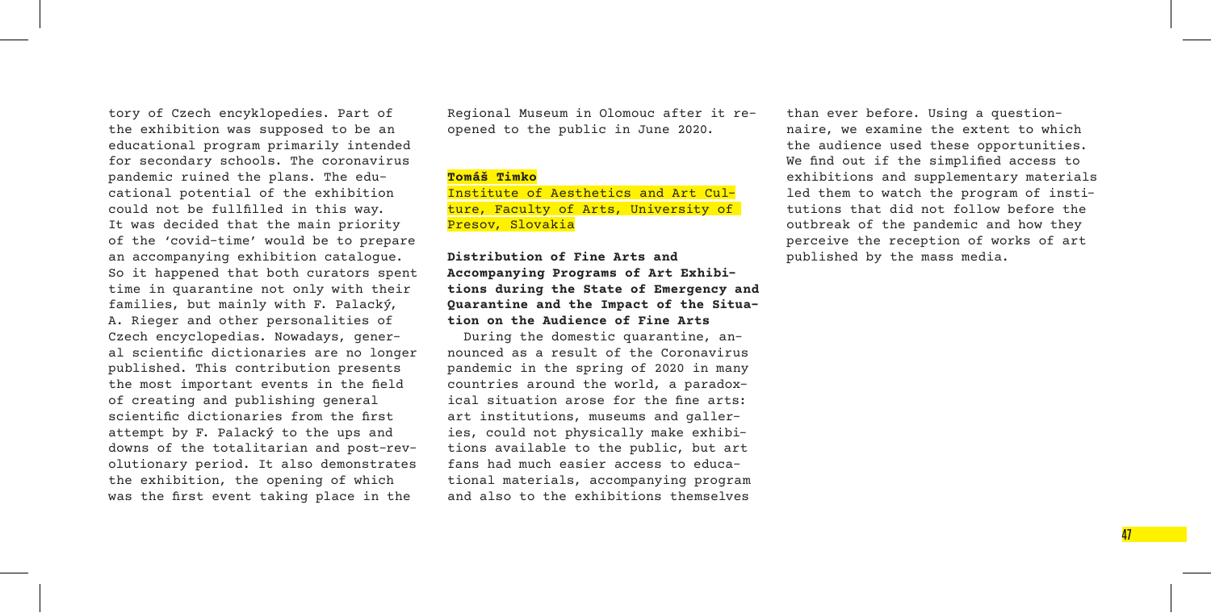tory of Czech encyklopedies. Part of the exhibition was supposed to be an educational program primarily intended for secondary schools. The coronavirus pandemic ruined the plans. The educational potential of the exhibition could not be fullfilled in this way. It was decided that the main priority of the 'covid-time' would be to prepare an accompanying exhibition catalogue. So it happened that both curators spent time in quarantine not only with their families, but mainly with F. Palacký, A. Rieger and other personalities of Czech encyclopedias. Nowadays, general scientific dictionaries are no longer published. This contribution presents the most important events in the field of creating and publishing general scientific dictionaries from the first attempt by F. Palacký to the ups and downs of the totalitarian and post-revolutionary period. It also demonstrates the exhibition, the opening of which was the first event taking place in the Regional Museum in Olomouc after it reopened to the public in June 2020.

**Tomáš Timko**

Institute of Aesthetics and Art Culture, Faculty of Arts, University of Presov, Slovakia

**Distribution of Fine Arts and Accompanying Programs of Art Exhibitions during the State of Emergency and Quarantine and the Impact of the Situation on the Audience of Fine Arts**

During the domestic quarantine, announced as a result of the Coronavirus pandemic in the spring of 2020 in many countries around the world, a paradoxical situation arose for the fine arts: art institutions, museums and galleries, could not physically make exhibitions available to the public, but art fans had much easier access to educational materials, accompanying program and also to the exhibitions themselves than ever before. Using a questionnaire, we examine the extent to which the audience used these opportunities. We find out if the simplified access to exhibitions and supplementary materials led them to watch the program of institutions that did not follow before the outbreak of the pandemic and how they perceive the reception of works of art published by the mass media.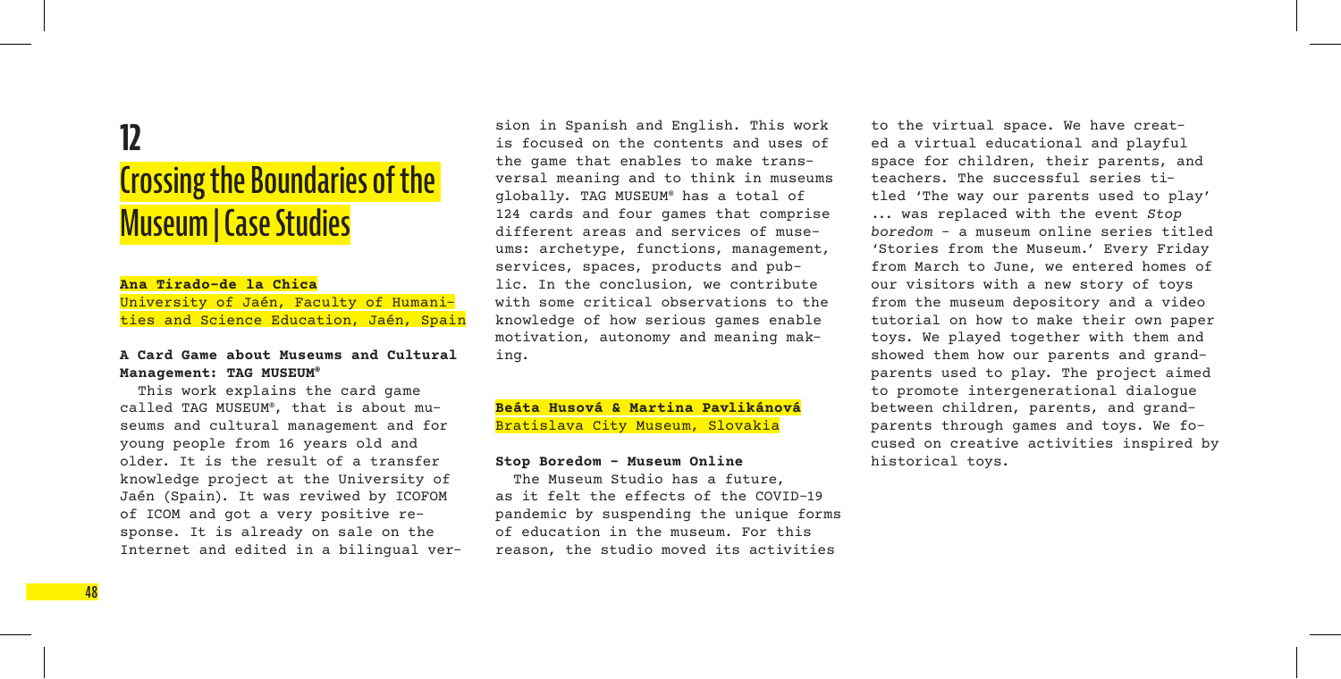# 12

# Crossing the Boundaries of the Museum | Case Studies

**Ana Tirado-de la Chica**

University of Jaén, Faculty of Humanities and Science Education, Jaén, Spain

### A Card Game about Museums and Cultural Management: TAG MUSEUM®

This work explains the card game called TAG MUSEUM®, that is about museums and cultural management and for young people from 16 years old and older. It is the result of a transfer knowledge project at the University of Jaén (Spain). It was reviwed by ICOFOM of ICOM and got a very positive response. It is already on sale on the Internet and edited in a bilingual version in Spanish and English. This work is focused on the contents and uses of the game that enables to make transversal meaning and to think in museums globally. TAG MUSEUM® has a total of 124 cards and four games that comprise different areas and services of museums: archetype, functions, management, services, spaces, products and public. In the conclusion, we contribute with some critical observations to the knowledge of how serious games enable motivation, autonomy and meaning making.

**Beáta Husová & Martina Pavlikánová**

Bratislava City Museum, Slovakia

### Stop Boredom – Museum Online

The Museum Studio has a future, as it felt the effects of the COVID-19 pandemic by suspending the unique forms of education in the museum. For this reason, the studio moved its activities to the virtual space. We have created a virtual educational and playful space for children, their parents, and teachers. The successful series titled 'The way our parents used to play' ... was replaced with the event *Stop boredom* – a museum online series titled 'Stories from the Museum.' Every Friday from March to June, we entered homes of our visitors with a new story of toys from the museum depository and a video tutorial on how to make their own paper toys. We played together with them and showed them how our parents and grandparents used to play. The project aimed to promote intergenerational dialogue between children, parents, and grandparents through games and toys. We focused on creative activities inspired by historical toys.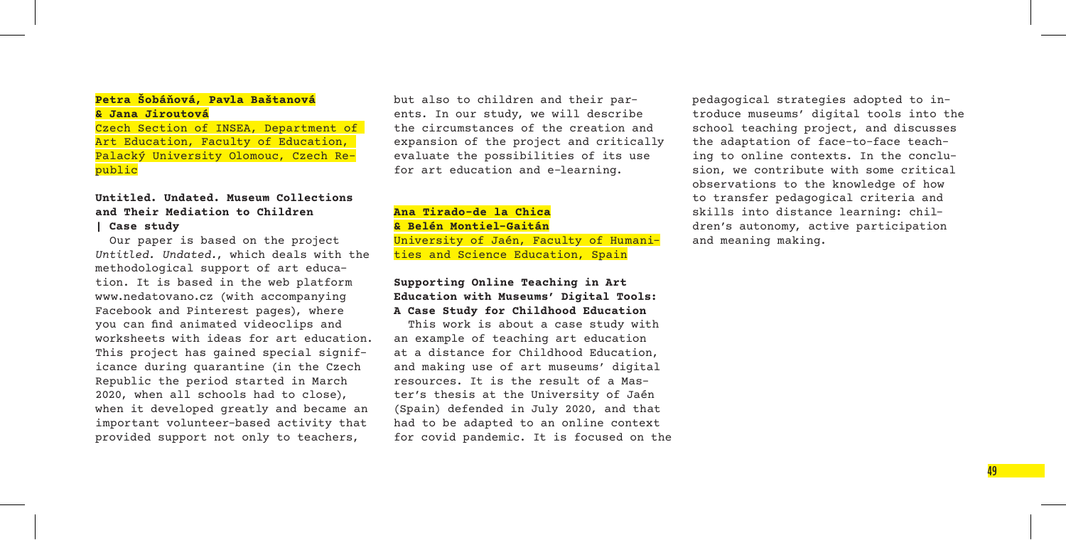**Petra Šobáňová, Pavla Baštanová & Jana Jiroutová**

Czech Section of INSEA, Department of Art Education, Faculty of Education, Palacký University Olomouc, Czech Republic

**Untitled. Undated. Museum Collections and Their Mediation to Children | Case study**

Our paper is based on the project *Untitled. Undated.*, which deals with the methodological support of art education. It is based in the web platform www.nedatovano.cz (with accompanying Facebook and Pinterest pages), where you can find animated videoclips and worksheets with ideas for art education. This project has gained special significance during quarantine (in the Czech Republic the period started in March 2020, when all schools had to close), when it developed greatly and became an important volunteer-based activity that provided support not only to teachers, but also to children and their parents. In our study, we will describe the circumstances of the creation and expansion of the project and critically evaluate the possibilities of its use for art education and e-learning.

**Ana Tirado-de la Chica & Belén Montiel-Gaitán**

University of Jaén, Faculty of Humanities and Science Education, Spain

**Supporting Online Teaching in Art Education with Museums' Digital Tools: A Case Study for Childhood Education**

This work is about a case study with an example of teaching art education at a distance for Childhood Education, and making use of art museums' digital resources. It is the result of a Master's thesis at the University of Jaén (Spain) defended in July 2020, and that had to be adapted to an online context for covid pandemic. It is focused on the pedagogical strategies adopted to introduce museums' digital tools into the school teaching project, and discusses the adaptation of face-to-face teaching to online contexts. In the conclusion, we contribute with some critical observations to the knowledge of how to transfer pedagogical criteria and skills into distance learning: children's autonomy, active participation and meaning making.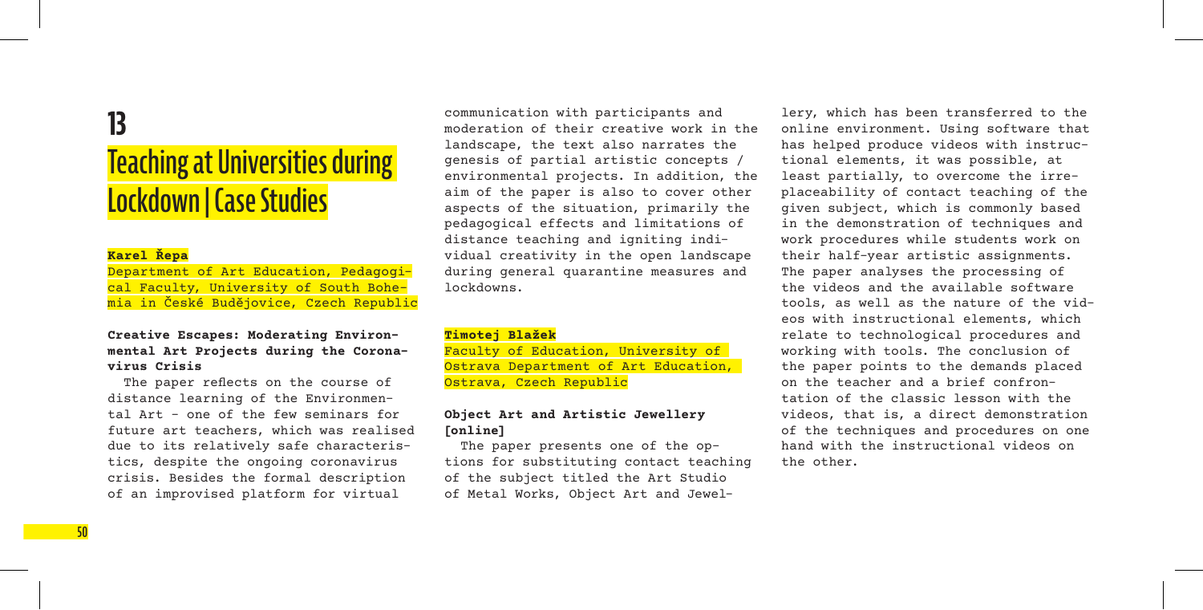# 13

# Teaching at Universities during Lockdown | Case Studies

**Karel Řepa**

Department of Art Education, Pedagogical Faculty, University of South Bohemia in České Budějovice, Czech Republic

**Creative Escapes: Moderating Environmental Art Projects during the Coronavirus Crisis**

The paper reflects on the course of distance learning of the Environmental Art – one of the few seminars for future art teachers, which was realised due to its relatively safe characteristics, despite the ongoing coronavirus crisis. Besides the formal description of an improvised platform for virtual communication with participants and moderation of their creative work in the landscape, the text also narrates the genesis of partial artistic concepts / environmental projects. In addition, the aim of the paper is also to cover other aspects of the situation, primarily the pedagogical effects and limitations of distance teaching and igniting individual creativity in the open landscape during general quarantine measures and lockdowns.

**Timotej Blažek**

Faculty of Education, University of Ostrava Department of Art Education, Ostrava, Czech Republic

**Object Art and Artistic Jewellery [online]**

The paper presents one of the options for substituting contact teaching of the subject titled the Art Studio of Metal Works, Object Art and Jewellery, which has been transferred to the online environment. Using software that has helped produce videos with instructional elements, it was possible, at least partially, to overcome the irreplaceability of contact teaching of the given subject, which is commonly based in the demonstration of techniques and work procedures while students work on their half-year artistic assignments. The paper analyses the processing of the videos and the available software tools, as well as the nature of the videos with instructional elements, which relate to technological procedures and working with tools. The conclusion of the paper points to the demands placed on the teacher and a brief confrontation of the classic lesson with the videos, that is, a direct demonstration of the techniques and procedures on one hand with the instructional videos on the other.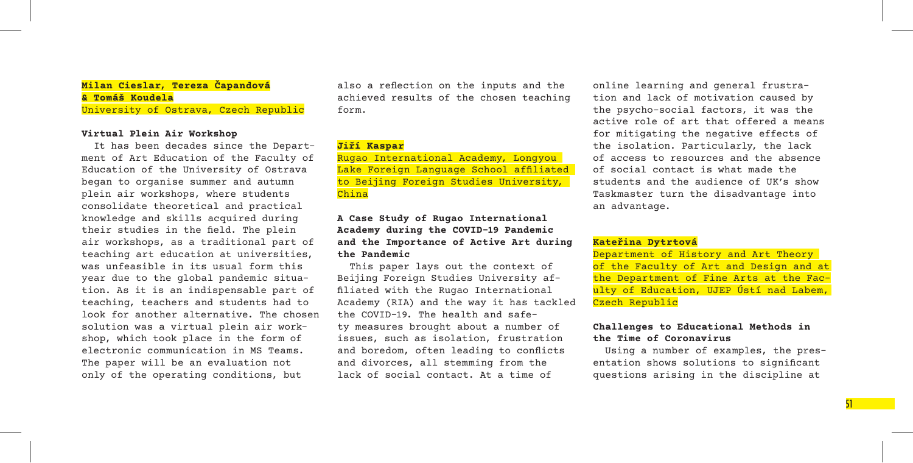**Milan Cieslar, Tereza Čapandová & Tomáš Koudela**
University of Ostrava, Czech Republic

**Virtual Plein Air Workshop**

It has been decades since the Department of Art Education of the Faculty of Education of the University of Ostrava began to organise summer and autumn plein air workshops, where students consolidate theoretical and practical knowledge and skills acquired during their studies in the field. The plein air workshops, as a traditional part of teaching art education at universities, was unfeasible in its usual form this year due to the global pandemic situation. As it is an indispensable part of teaching, teachers and students had to look for another alternative. The chosen solution was a virtual plein air workshop, which took place in the form of electronic communication in MS Teams. The paper will be an evaluation not only of the operating conditions, but also a reflection on the inputs and the achieved results of the chosen teaching form.

**Jiří Kaspar**
Rugao International Academy, Longyou Lake Foreign Language School affiliated to Beijing Foreign Studies University, China

**A Case Study of Rugao International Academy during the COVID-19 Pandemic and the Importance of Active Art during the Pandemic**

This paper lays out the context of Beijing Foreign Studies University affiliated with the Rugao International Academy (RIA) and the way it has tackled the COVID-19. The health and safety measures brought about a number of issues, such as isolation, frustration and boredom, often leading to conflicts and divorces, all stemming from the lack of social contact. At a time of online learning and general frustration and lack of motivation caused by the psycho-social factors, it was the active role of art that offered a means for mitigating the negative effects of the isolation. Particularly, the lack of access to resources and the absence of social contact is what made the students and the audience of UK's show Taskmaster turn the disadvantage into an advantage.

**Kateřina Dytrtová**
Department of History and Art Theory of the Faculty of Art and Design and at the Department of Fine Arts at the Faculty of Education, UJEP Ústí nad Labem, Czech Republic

**Challenges to Educational Methods in the Time of Coronavirus**

Using a number of examples, the presentation shows solutions to significant questions arising in the discipline at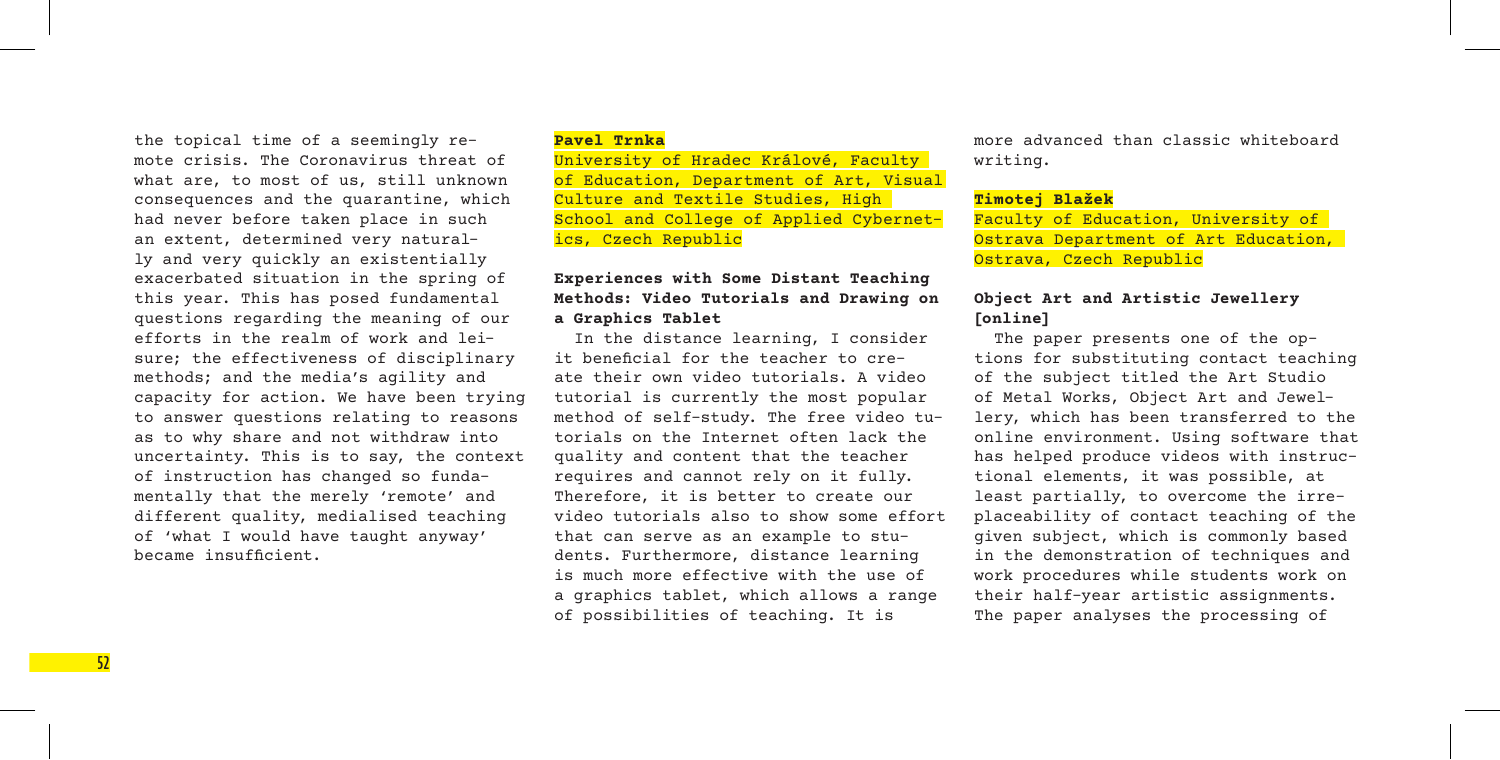the topical time of a seemingly remote crisis. The Coronavirus threat of what are, to most of us, still unknown consequences and the quarantine, which had never before taken place in such an extent, determined very naturally and very quickly an existentially exacerbated situation in the spring of this year. This has posed fundamental questions regarding the meaning of our efforts in the realm of work and leisure; the effectiveness of disciplinary methods; and the media's agility and capacity for action. We have been trying to answer questions relating to reasons as to why share and not withdraw into uncertainty. This is to say, the context of instruction has changed so fundamentally that the merely 'remote' and different quality, medialised teaching of 'what I would have taught anyway' became insufficient.

**Pavel Trnka**

University of Hradec Králové, Faculty of Education, Department of Art, Visual Culture and Textile Studies, High School and College of Applied Cybernetics, Czech Republic

**Experiences with Some Distant Teaching Methods: Video Tutorials and Drawing on a Graphics Tablet**

In the distance learning, I consider it beneficial for the teacher to create their own video tutorials. A video tutorial is currently the most popular method of self-study. The free video tutorials on the Internet often lack the quality and content that the teacher requires and cannot rely on it fully. Therefore, it is better to create our video tutorials also to show some effort that can serve as an example to students. Furthermore, distance learning is much more effective with the use of a graphics tablet, which allows a range of possibilities of teaching. It is more advanced than classic whiteboard writing.

**Timotej Blažek**

Faculty of Education, University of Ostrava Department of Art Education, Ostrava, Czech Republic

**Object Art and Artistic Jewellery [online]**

The paper presents one of the options for substituting contact teaching of the subject titled the Art Studio of Metal Works, Object Art and Jewellery, which has been transferred to the online environment. Using software that has helped produce videos with instructional elements, it was possible, at least partially, to overcome the irreplaceability of contact teaching of the given subject, which is commonly based in the demonstration of techniques and work procedures while students work on their half-year artistic assignments. The paper analyses the processing of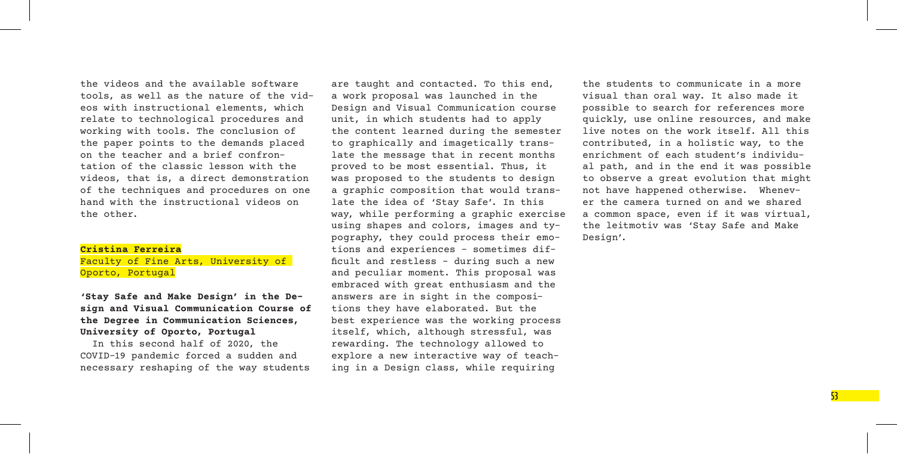the videos and the available software tools, as well as the nature of the videos with instructional elements, which relate to technological procedures and working with tools. The conclusion of the paper points to the demands placed on the teacher and a brief confrontation of the classic lesson with the videos, that is, a direct demonstration of the techniques and procedures on one hand with the instructional videos on the other.

**Cristina Ferreira**
Faculty of Fine Arts, University of Oporto, Portugal

**'Stay Safe and Make Design' in the Design and Visual Communication Course of the Degree in Communication Sciences, University of Oporto, Portugal**

In this second half of 2020, the COVID-19 pandemic forced a sudden and necessary reshaping of the way students are taught and contacted. To this end, a work proposal was launched in the Design and Visual Communication course unit, in which students had to apply the content learned during the semester to graphically and imagetically translate the message that in recent months proved to be most essential. Thus, it was proposed to the students to design a graphic composition that would translate the idea of 'Stay Safe'. In this way, while performing a graphic exercise using shapes and colors, images and typography, they could process their emotions and experiences - sometimes difficult and restless - during such a new and peculiar moment. This proposal was embraced with great enthusiasm and the answers are in sight in the compositions they have elaborated. But the best experience was the working process itself, which, although stressful, was rewarding. The technology allowed to explore a new interactive way of teaching in a Design class, while requiring the students to communicate in a more visual than oral way. It also made it possible to search for references more quickly, use online resources, and make live notes on the work itself. All this contributed, in a holistic way, to the enrichment of each student's individual path, and in the end it was possible to observe a great evolution that might not have happened otherwise. Whenever the camera turned on and we shared a common space, even if it was virtual, the leitmotiv was 'Stay Safe and Make Design'.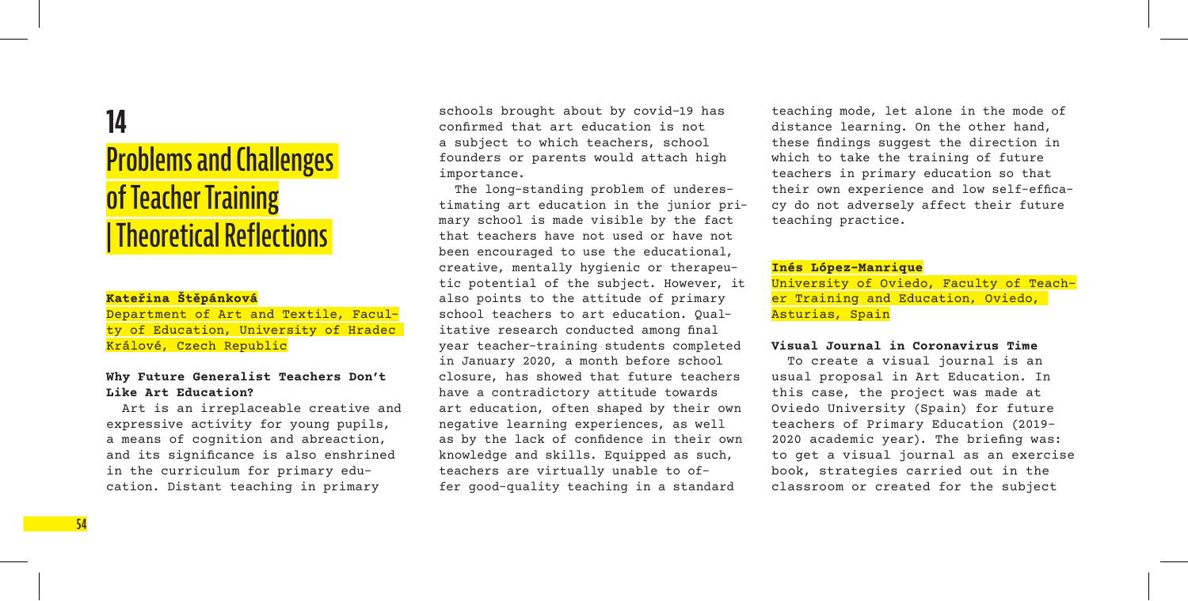# 14

# Problems and Challenges of Teacher Training | Theoretical Reflections

**Kateřina Štěpánková**

Department of Art and Textile, Faculty of Education, University of Hradec Králové, Czech Republic

### Why Future Generalist Teachers Don't Like Art Education?

Art is an irreplaceable creative and expressive activity for young pupils, a means of cognition and abreaction, and its significance is also enshrined in the curriculum for primary education. Distant teaching in primary schools brought about by covid-19 has confirmed that art education is not a subject to which teachers, school founders or parents would attach high importance.

The long-standing problem of underestimating art education in the junior primary school is made visible by the fact that teachers have not used or have not been encouraged to use the educational, creative, mentally hygienic or therapeutic potential of the subject. However, it also points to the attitude of primary school teachers to art education. Qualitative research conducted among final year teacher-training students completed in January 2020, a month before school closure, has showed that future teachers have a contradictory attitude towards art education, often shaped by their own negative learning experiences, as well as by the lack of confidence in their own knowledge and skills. Equipped as such, teachers are virtually unable to offer good-quality teaching in a standard teaching mode, let alone in the mode of distance learning. On the other hand, these findings suggest the direction in which to take the training of future teachers in primary education so that their own experience and low self-efficacy do not adversely affect their future teaching practice.

**Inés López-Manrique**

University of Oviedo, Faculty of Teacher Training and Education, Oviedo, Asturias, Spain

### Visual Journal in Coronavirus Time

To create a visual journal is an usual proposal in Art Education. In this case, the project was made at Oviedo University (Spain) for future teachers of Primary Education (2019-2020 academic year). The briefing was: to get a visual journal as an exercise book, strategies carried out in the classroom or created for the subject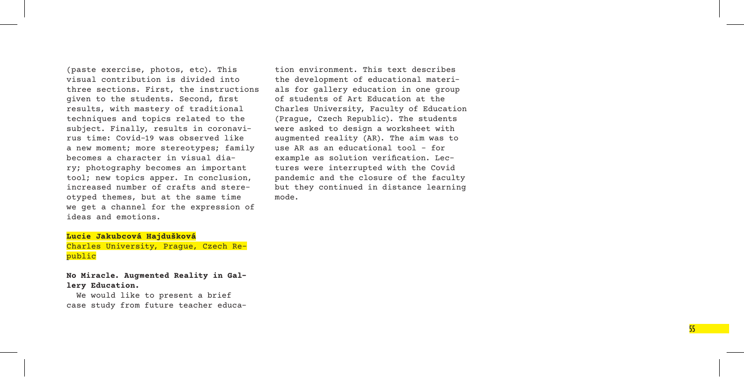(paste exercise, photos, etc). This visual contribution is divided into three sections. First, the instructions given to the students. Second, first results, with mastery of traditional techniques and topics related to the subject. Finally, results in coronavirus time: Covid-19 was observed like a new moment; more stereotypes; family becomes a character in visual diary; photography becomes an important tool; new topics apper. In conclusion, increased number of crafts and stereotyped themes, but at the same time we get a channel for the expression of ideas and emotions.

**Lucie Jakubcová Hajdušková**
Charles University, Prague, Czech Republic

**No Miracle. Augmented Reality in Gallery Education.**

We would like to present a brief case study from future teacher education environment. This text describes the development of educational materials for gallery education in one group of students of Art Education at the Charles University, Faculty of Education (Prague, Czech Republic). The students were asked to design a worksheet with augmented reality (AR). The aim was to use AR as an educational tool - for example as solution verification. Lectures were interrupted with the Covid pandemic and the closure of the faculty but they continued in distance learning mode.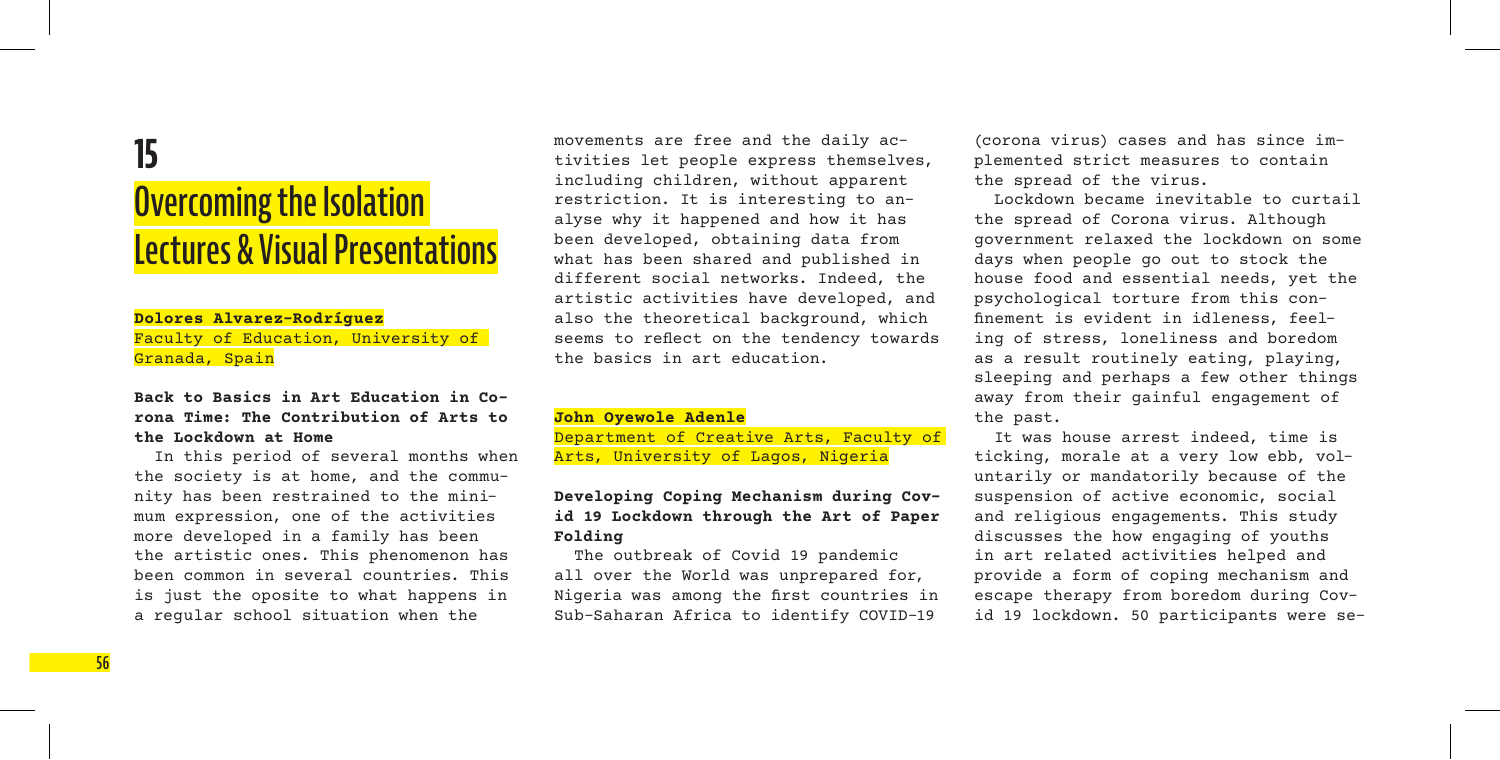# 15

# Overcoming the Isolation Lectures & Visual Presentations

**Dolores Alvarez-Rodríguez**
Faculty of Education, University of Granada, Spain

### Back to Basics in Art Education in Corona Time: The Contribution of Arts to the Lockdown at Home

In this period of several months when the society is at home, and the community has been restrained to the minimum expression, one of the activities more developed in a family has been the artistic ones. This phenomenon has been common in several countries. This is just the oposite to what happens in a regular school situation when the movements are free and the daily activities let people express themselves, including children, without apparent restriction. It is interesting to analyse why it happened and how it has been developed, obtaining data from what has been shared and published in different social networks. Indeed, the artistic activities have developed, and also the theoretical background, which seems to reflect on the tendency towards the basics in art education.

**John Oyewole Adenle**
Department of Creative Arts, Faculty of Arts, University of Lagos, Nigeria

### Developing Coping Mechanism during Covid 19 Lockdown through the Art of Paper Folding

The outbreak of Covid 19 pandemic all over the World was unprepared for, Nigeria was among the first countries in Sub-Saharan Africa to identify COVID-19 (corona virus) cases and has since implemented strict measures to contain the spread of the virus.

Lockdown became inevitable to curtail the spread of Corona virus. Although government relaxed the lockdown on some days when people go out to stock the house food and essential needs, yet the psychological torture from this confinement is evident in idleness, feeling of stress, loneliness and boredom as a result routinely eating, playing, sleeping and perhaps a few other things away from their gainful engagement of the past.

It was house arrest indeed, time is ticking, morale at a very low ebb, voluntarily or mandatorily because of the suspension of active economic, social and religious engagements. This study discusses the how engaging of youths in art related activities helped and provide a form of coping mechanism and escape therapy from boredom during Covid 19 lockdown. 50 participants were se-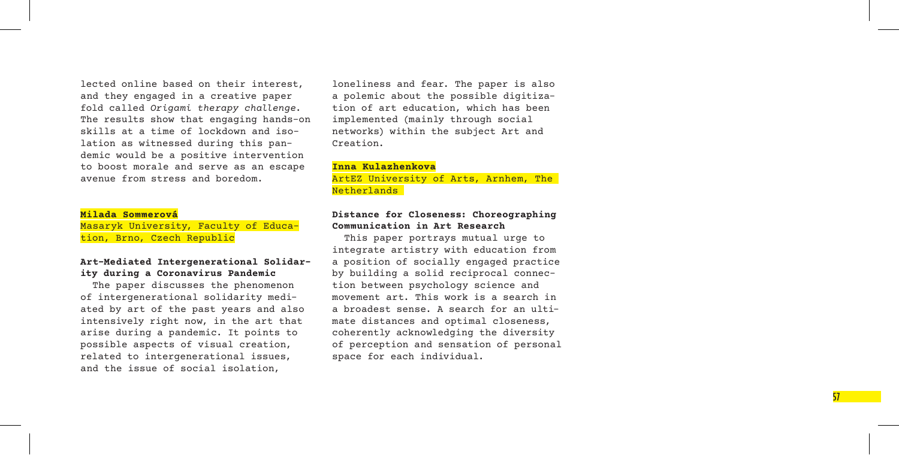lected online based on their interest, and they engaged in a creative paper fold called *Origami therapy challenge*. The results show that engaging hands-on skills at a time of lockdown and isolation as witnessed during this pandemic would be a positive intervention to boost morale and serve as an escape avenue from stress and boredom.

**Milada Sommerová**

Masaryk University, Faculty of Education, Brno, Czech Republic

### Art-Mediated Intergenerational Solidarity during a Coronavirus Pandemic

The paper discusses the phenomenon of intergenerational solidarity mediated by art of the past years and also intensively right now, in the art that arise during a pandemic. It points to possible aspects of visual creation, related to intergenerational issues, and the issue of social isolation, loneliness and fear. The paper is also a polemic about the possible digitization of art education, which has been implemented (mainly through social networks) within the subject Art and Creation.

**Inna Kulazhenkova**

ArtEZ University of Arts, Arnhem, The Netherlands

### Distance for Closeness: Choreographing Communication in Art Research

This paper portrays mutual urge to integrate artistry with education from a position of socially engaged practice by building a solid reciprocal connection between psychology science and movement art. This work is a search in a broadest sense. A search for an ultimate distances and optimal closeness, coherently acknowledging the diversity of perception and sensation of personal space for each individual.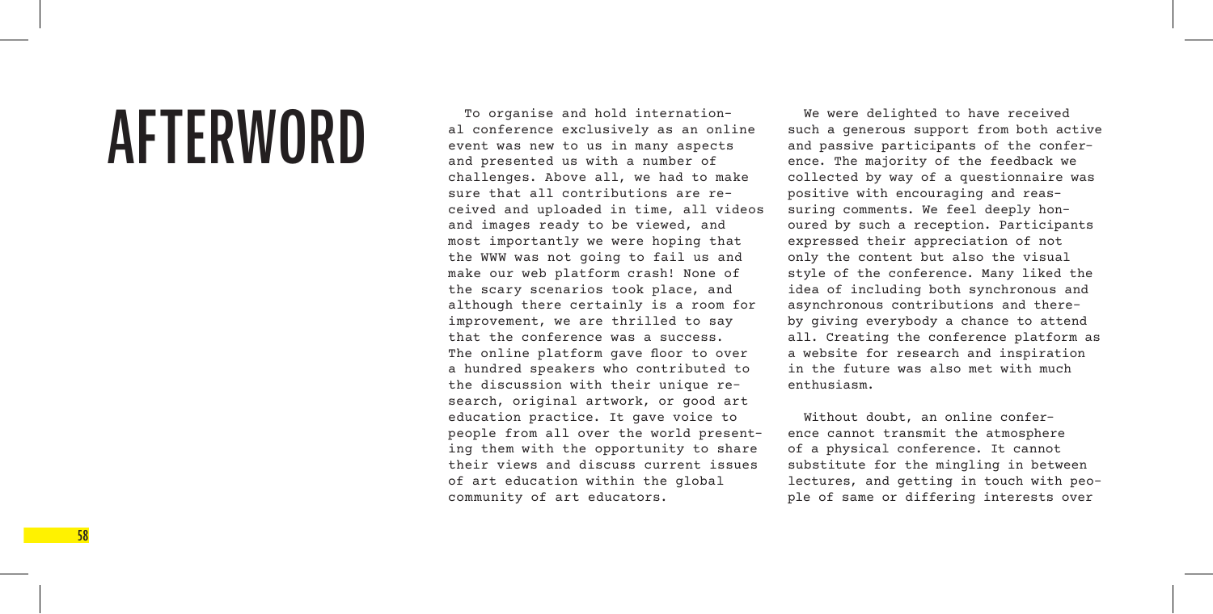# AFTERWORD

To organise and hold international conference exclusively as an online event was new to us in many aspects and presented us with a number of challenges. Above all, we had to make sure that all contributions are received and uploaded in time, all videos and images ready to be viewed, and most importantly we were hoping that the WWW was not going to fail us and make our web platform crash! None of the scary scenarios took place, and although there certainly is a room for improvement, we are thrilled to say that the conference was a success. The online platform gave floor to over a hundred speakers who contributed to the discussion with their unique research, original artwork, or good art education practice. It gave voice to people from all over the world presenting them with the opportunity to share their views and discuss current issues of art education within the global community of art educators.

We were delighted to have received such a generous support from both active and passive participants of the conference. The majority of the feedback we collected by way of a questionnaire was positive with encouraging and reassuring comments. We feel deeply honoured by such a reception. Participants expressed their appreciation of not only the content but also the visual style of the conference. Many liked the idea of including both synchronous and asynchronous contributions and thereby giving everybody a chance to attend all. Creating the conference platform as a website for research and inspiration in the future was also met with much enthusiasm.

Without doubt, an online conference cannot transmit the atmosphere of a physical conference. It cannot substitute for the mingling in between lectures, and getting in touch with people of same or differing interests over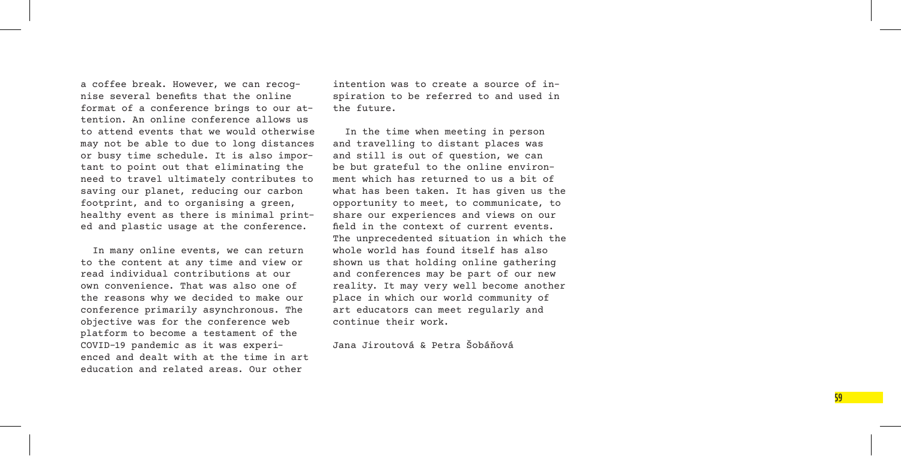a coffee break. However, we can recognise several benefits that the online format of a conference brings to our attention. An online conference allows us to attend events that we would otherwise may not be able to due to long distances or busy time schedule. It is also important to point out that eliminating the need to travel ultimately contributes to saving our planet, reducing our carbon footprint, and to organising a green, healthy event as there is minimal printed and plastic usage at the conference.

In many online events, we can return to the content at any time and view or read individual contributions at our own convenience. That was also one of the reasons why we decided to make our conference primarily asynchronous. The objective was for the conference web platform to become a testament of the COVID-19 pandemic as it was experienced and dealt with at the time in art education and related areas. Our other intention was to create a source of inspiration to be referred to and used in the future.

In the time when meeting in person and travelling to distant places was and still is out of question, we can be but grateful to the online environment which has returned to us a bit of what has been taken. It has given us the opportunity to meet, to communicate, to share our experiences and views on our field in the context of current events. The unprecedented situation in which the whole world has found itself has also shown us that holding online gathering and conferences may be part of our new reality. It may very well become another place in which our world community of art educators can meet regularly and continue their work.

Jana Jiroutová & Petra Šobáňová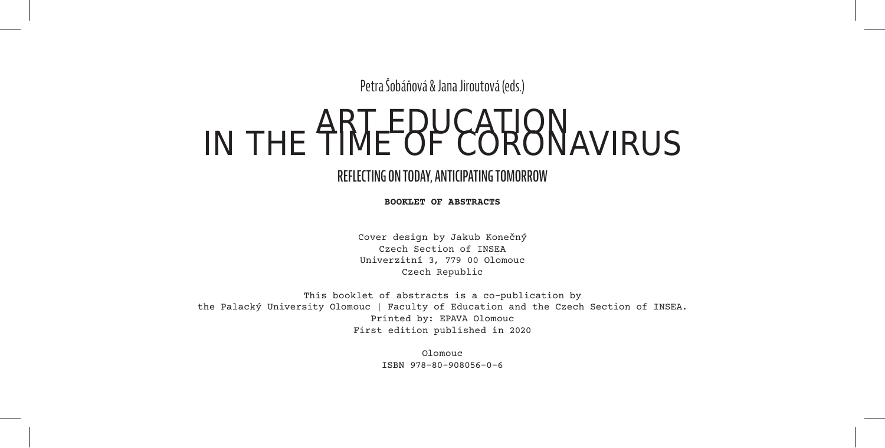Petra Šobáňová & Jana Jiroutová (eds.)

# ART EDUCATION IN THE TIME OF CORONAVIRUS

## REFLECTING ON TODAY, ANTICIPATING TOMORROW

**BOOKLET OF ABSTRACTS**

Cover design by Jakub Konečný
Czech Section of INSEA
Univerzitní 3, 779 00 Olomouc
Czech Republic

This booklet of abstracts is a co-publication by
the Palacký University Olomouc | Faculty of Education and the Czech Section of INSEA.
Printed by: EPAVA Olomouc
First edition published in 2020

Olomouc
ISBN 978-80-908056-0-6